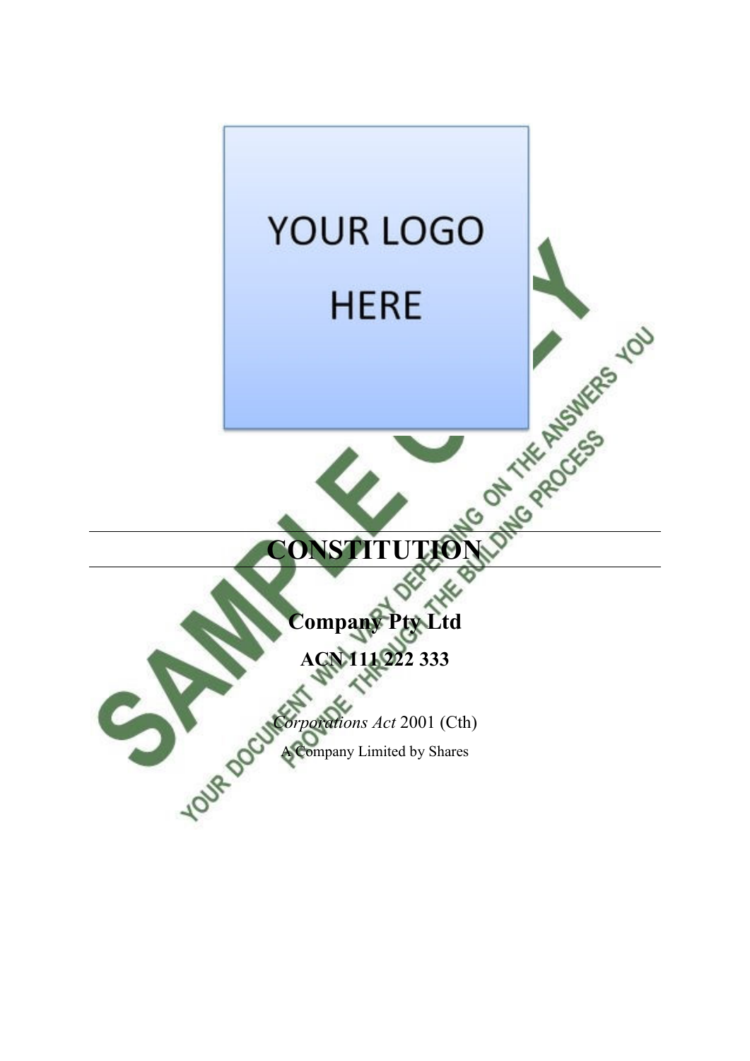YOUR LOGO HERE

# CONSTITUTION

**Company Pty Ltd**

**ACN 111 222 333**

*Corporations Act* 2001 (Cth)

A Company Limited by Shares

SAMPLE ONLY

YOUR DOCUMENT WILL VARY DEPENDING ON THE ANSWERS YOU PROVIDE THROUGH THE BUILDING PROCESS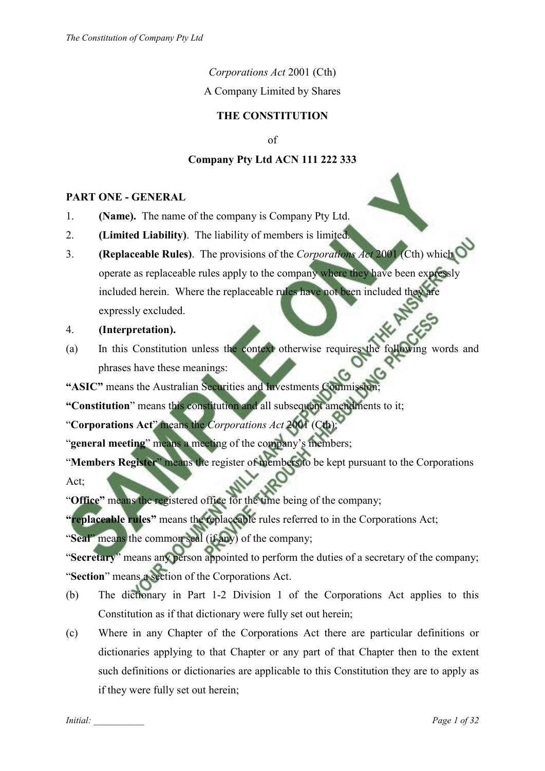*Corporations Act* 2001 (Cth)

A Company Limited by Shares

**THE CONSTITUTION**

of

**Company Pty Ltd ACN 111 222 333**

**PART ONE - GENERAL**

1. **(Name).** The name of the company is Company Pty Ltd.
2. **(Limited Liability)**. The liability of members is limited.
3. **(Replaceable Rules)**. The provisions of the *Corporations Act* 2001 (Cth) which operate as replaceable rules apply to the company where they have been expressly included herein. Where the replaceable rules have not been included they are expressly excluded.
4. **(Interpretation).**

(a) In this Constitution unless the context otherwise requires the following words and phrases have these meanings:

**"ASIC"** means the Australian Securities and Investments Commission;

**"Constitution"** means this constitution and all subsequent amendments to it;

"**Corporations Act**" means the *Corporations Act* 2001 (Cth);

"**general meeting**" means a meeting of the company's members;

"**Members Register**" means the register of members to be kept pursuant to the Corporations Act;

"**Office"** means the registered office for the time being of the company;

**"replaceable rules"** means the replaceable rules referred to in the Corporations Act;

"**Seal**" means the common seal (if any) of the company;

"**Secretary**" means any person appointed to perform the duties of a secretary of the company;

"**Section**" means a section of the Corporations Act.

(b) The dictionary in Part 1-2 Division 1 of the Corporations Act applies to this Constitution as if that dictionary were fully set out herein;

(c) Where in any Chapter of the Corporations Act there are particular definitions or dictionaries applying to that Chapter or any part of that Chapter then to the extent such definitions or dictionaries are applicable to this Constitution they are to apply as if they were fully set out herein;

Initial: ___________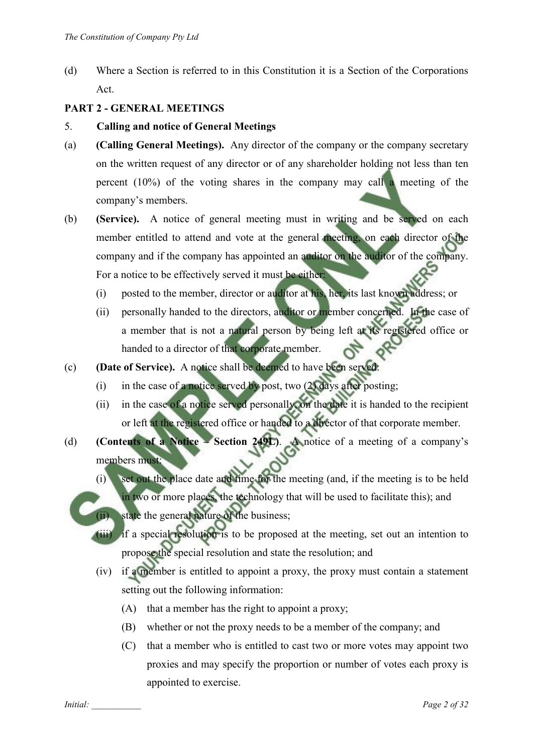(d) Where a Section is referred to in this Constitution it is a Section of the Corporations Act.

## PART 2 - GENERAL MEETINGS

### 5. Calling and notice of General Meetings

(a) **(Calling General Meetings).** Any director of the company or the company secretary on the written request of any director or of any shareholder holding not less than ten percent (10%) of the voting shares in the company may call a meeting of the company's members.

(b) **(Service).** A notice of general meeting must in writing and be served on each member entitled to attend and vote at the general meeting, on each director of the company and if the company has appointed an auditor on the auditor of the company. For a notice to be effectively served it must be either:

   (i) posted to the member, director or auditor at his, her, its last known address; or

   (ii) personally handed to the directors, auditor or member concerned. In the case of a member that is not a natural person by being left at its registered office or handed to a director of that corporate member.

(c) **(Date of Service).** A notice shall be deemed to have been served:

   (i) in the case of a notice served by post, two (2) days after posting;

   (ii) in the case of a notice served personally, on the date it is handed to the recipient or left at the registered office or handed to a director of that corporate member.

(d) **(Contents of a Notice – Section 249L).** A notice of a meeting of a company's members must:

   (i) set out the place date and time for the meeting (and, if the meeting is to be held in two or more places, the technology that will be used to facilitate this); and

   (ii) state the general nature of the business;

   (iii) if a special resolution is to be proposed at the meeting, set out an intention to propose the special resolution and state the resolution; and

   (iv) if a member is entitled to appoint a proxy, the proxy must contain a statement setting out the following information:

      (A) that a member has the right to appoint a proxy;

      (B) whether or not the proxy needs to be a member of the company; and

      (C) that a member who is entitled to cast two or more votes may appoint two proxies and may specify the proportion or number of votes each proxy is appointed to exercise.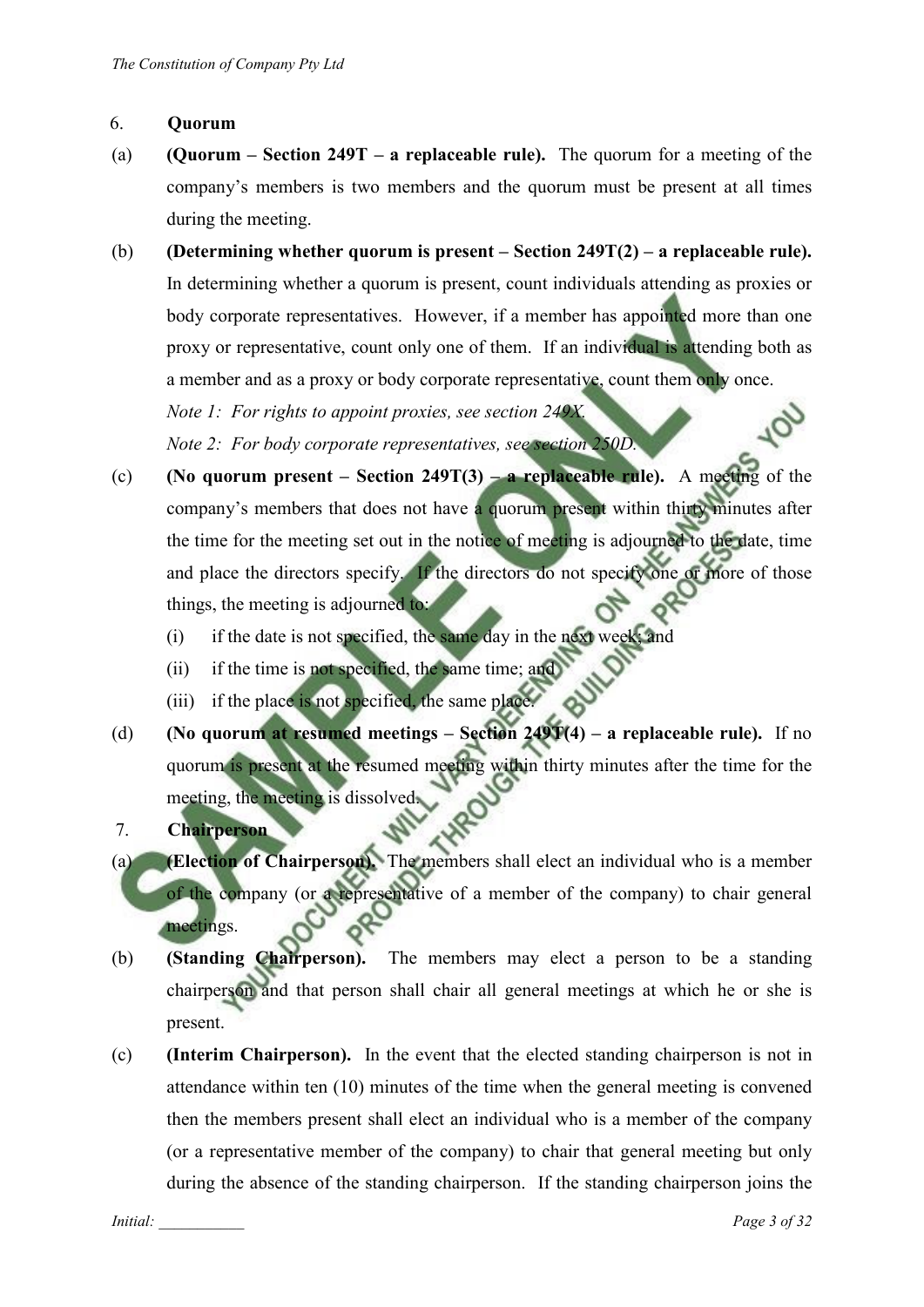6. **Quorum**

(a) **(Quorum – Section 249T – a replaceable rule).** The quorum for a meeting of the company's members is two members and the quorum must be present at all times during the meeting.

(b) **(Determining whether quorum is present – Section 249T(2) – a replaceable rule).** In determining whether a quorum is present, count individuals attending as proxies or body corporate representatives. However, if a member has appointed more than one proxy or representative, count only one of them. If an individual is attending both as a member and as a proxy or body corporate representative, count them only once.

*Note 1: For rights to appoint proxies, see section 249X.*

*Note 2: For body corporate representatives, see section 250D.*

(c) **(No quorum present – Section 249T(3) – a replaceable rule).** A meeting of the company's members that does not have a quorum present within thirty minutes after the time for the meeting set out in the notice of meeting is adjourned to the date, time and place the directors specify. If the directors do not specify one or more of those things, the meeting is adjourned to:

  (i) if the date is not specified, the same day in the next week; and

  (ii) if the time is not specified, the same time; and

  (iii) if the place is not specified, the same place.

(d) **(No quorum at resumed meetings – Section 249T(4) – a replaceable rule).** If no quorum is present at the resumed meeting within thirty minutes after the time for the meeting, the meeting is dissolved.

7. **Chairperson**

(a) **(Election of Chairperson).** The members shall elect an individual who is a member of the company (or a representative of a member of the company) to chair general meetings.

(b) **(Standing Chairperson).** The members may elect a person to be a standing chairperson and that person shall chair all general meetings at which he or she is present.

(c) **(Interim Chairperson).** In the event that the elected standing chairperson is not in attendance within ten (10) minutes of the time when the general meeting is convened then the members present shall elect an individual who is a member of the company (or a representative member of the company) to chair that general meeting but only during the absence of the standing chairperson. If the standing chairperson joins the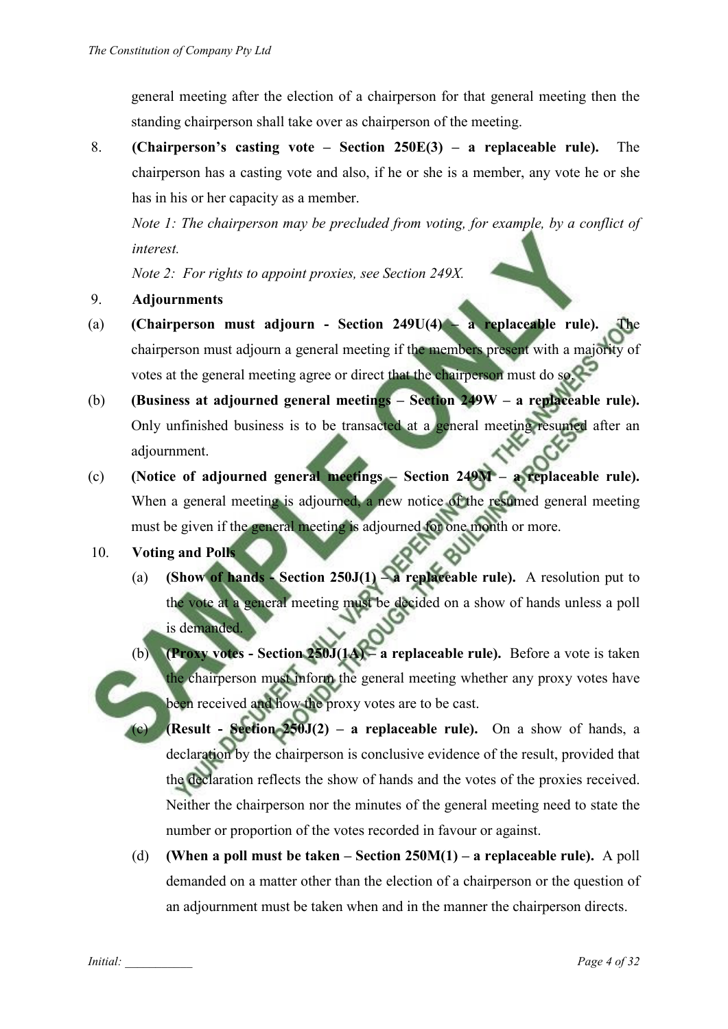general meeting after the election of a chairperson for that general meeting then the standing chairperson shall take over as chairperson of the meeting.

8. **(Chairperson's casting vote – Section 250E(3) – a replaceable rule).** The chairperson has a casting vote and also, if he or she is a member, any vote he or she has in his or her capacity as a member.

   *Note 1: The chairperson may be precluded from voting, for example, by a conflict of interest.*

   *Note 2: For rights to appoint proxies, see Section 249X.*

9. **Adjournments**

(a) **(Chairperson must adjourn - Section 249U(4) – a replaceable rule).** The chairperson must adjourn a general meeting if the members present with a majority of votes at the general meeting agree or direct that the chairperson must do so.

(b) **(Business at adjourned general meetings – Section 249W – a replaceable rule).** Only unfinished business is to be transacted at a general meeting resumed after an adjournment.

(c) **(Notice of adjourned general meetings – Section 249M – a replaceable rule).** When a general meeting is adjourned, a new notice of the resumed general meeting must be given if the general meeting is adjourned for one month or more.

10. **Voting and Polls**

    (a) **(Show of hands - Section 250J(1) – a replaceable rule).** A resolution put to the vote at a general meeting must be decided on a show of hands unless a poll is demanded.

    (b) **(Proxy votes - Section 250J(1A) – a replaceable rule).** Before a vote is taken the chairperson must inform the general meeting whether any proxy votes have been received and how the proxy votes are to be cast.

    (c) **(Result - Section 250J(2) – a replaceable rule).** On a show of hands, a declaration by the chairperson is conclusive evidence of the result, provided that the declaration reflects the show of hands and the votes of the proxies received. Neither the chairperson nor the minutes of the general meeting need to state the number or proportion of the votes recorded in favour or against.

    (d) **(When a poll must be taken – Section 250M(1) – a replaceable rule).** A poll demanded on a matter other than the election of a chairperson or the question of an adjournment must be taken when and in the manner the chairperson directs.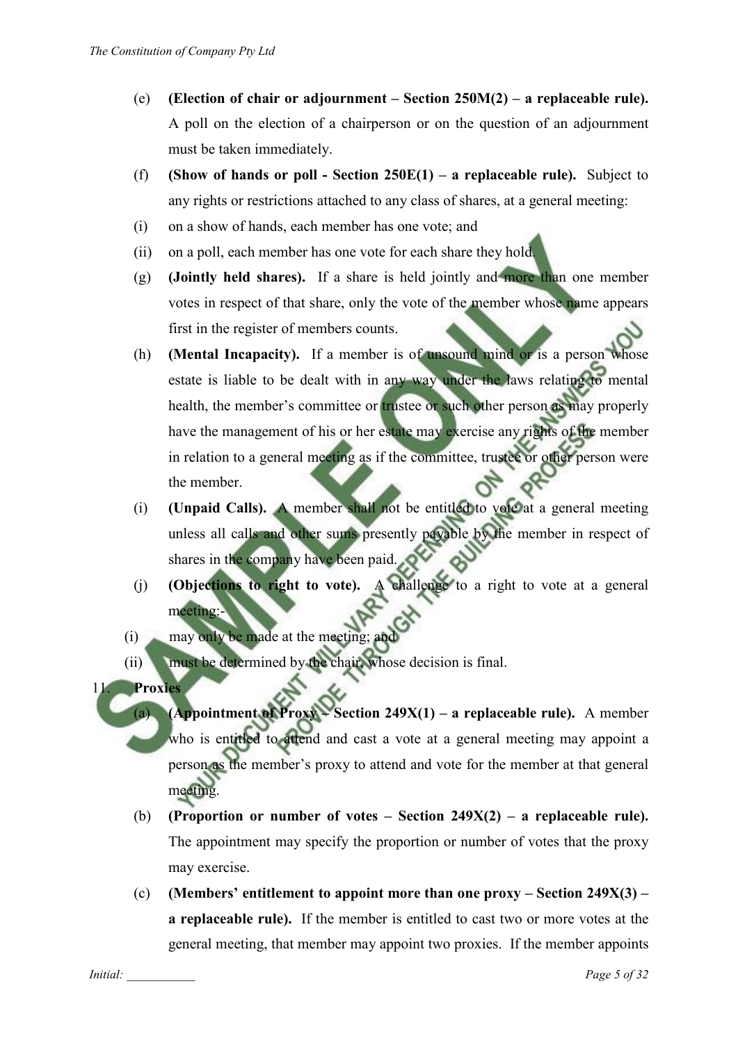(e) **(Election of chair or adjournment – Section 250M(2) – a replaceable rule).** A poll on the election of a chairperson or on the question of an adjournment must be taken immediately.

(f) **(Show of hands or poll - Section 250E(1) – a replaceable rule).** Subject to any rights or restrictions attached to any class of shares, at a general meeting:

(i) on a show of hands, each member has one vote; and

(ii) on a poll, each member has one vote for each share they hold.

(g) **(Jointly held shares).** If a share is held jointly and more than one member votes in respect of that share, only the vote of the member whose name appears first in the register of members counts.

(h) **(Mental Incapacity).** If a member is of unsound mind or is a person whose estate is liable to be dealt with in any way under the laws relating to mental health, the member's committee or trustee or such other person as may properly have the management of his or her estate may exercise any rights of the member in relation to a general meeting as if the committee, trustee or other person were the member.

(i) **(Unpaid Calls).** A member shall not be entitled to vote at a general meeting unless all calls and other sums presently payable by the member in respect of shares in the company have been paid.

(j) **(Objections to right to vote).** A challenge to a right to vote at a general meeting:-

(i) may only be made at the meeting; and

(ii) must be determined by the chair, whose decision is final.

11. **Proxies**

(a) **(Appointment of Proxy – Section 249X(1) – a replaceable rule).** A member who is entitled to attend and cast a vote at a general meeting may appoint a person as the member's proxy to attend and vote for the member at that general meeting.

(b) **(Proportion or number of votes – Section 249X(2) – a replaceable rule).** The appointment may specify the proportion or number of votes that the proxy may exercise.

(c) **(Members' entitlement to appoint more than one proxy – Section 249X(3) – a replaceable rule).** If the member is entitled to cast two or more votes at the general meeting, that member may appoint two proxies. If the member appoints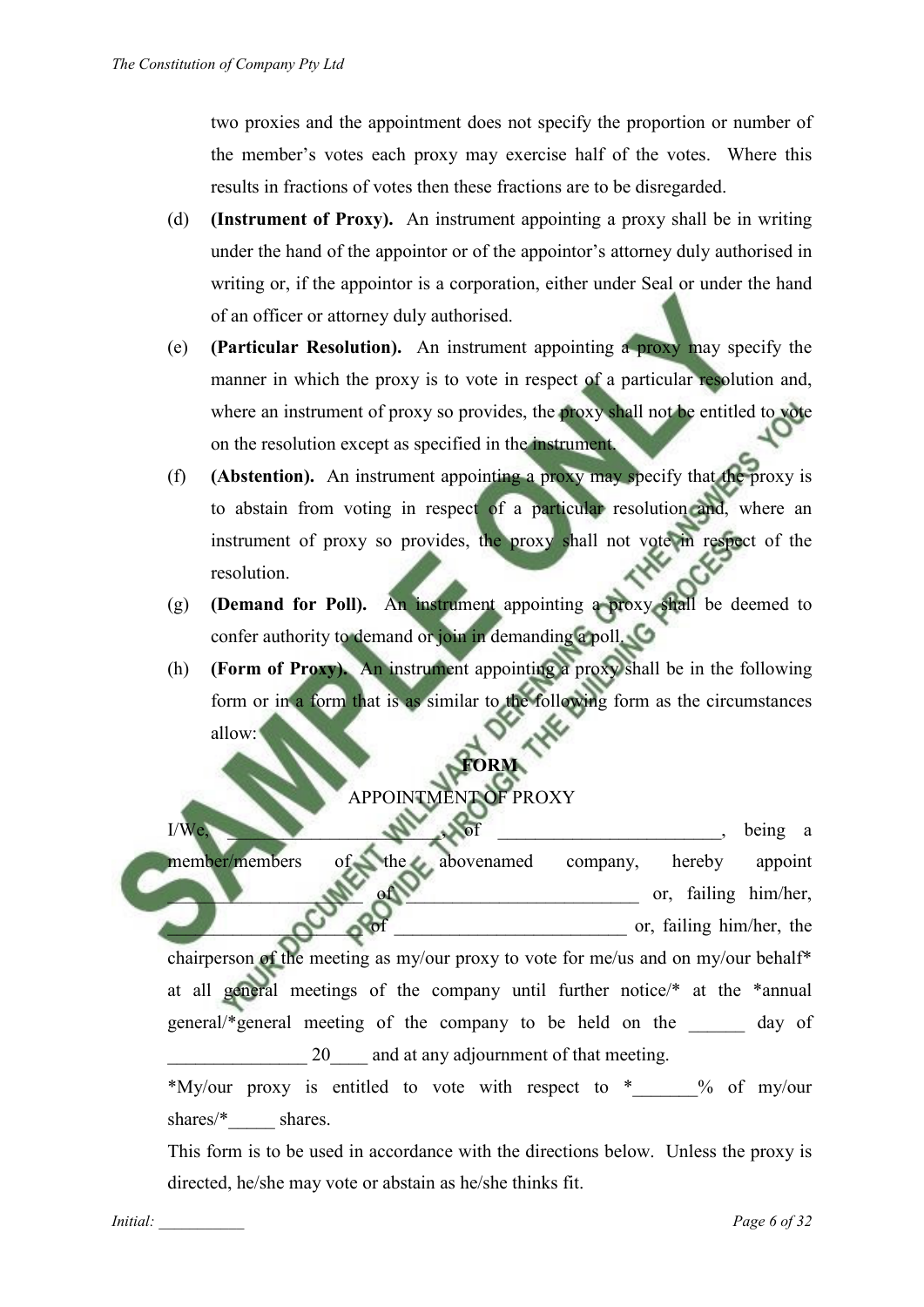two proxies and the appointment does not specify the proportion or number of the member's votes each proxy may exercise half of the votes. Where this results in fractions of votes then these fractions are to be disregarded.

(d) **(Instrument of Proxy).** An instrument appointing a proxy shall be in writing under the hand of the appointor or of the appointor's attorney duly authorised in writing or, if the appointor is a corporation, either under Seal or under the hand of an officer or attorney duly authorised.

(e) **(Particular Resolution).** An instrument appointing a proxy may specify the manner in which the proxy is to vote in respect of a particular resolution and, where an instrument of proxy so provides, the proxy shall not be entitled to vote on the resolution except as specified in the instrument.

(f) **(Abstention).** An instrument appointing a proxy may specify that the proxy is to abstain from voting in respect of a particular resolution and, where an instrument of proxy so provides, the proxy shall not vote in respect of the resolution.

(g) **(Demand for Poll).** An instrument appointing a proxy shall be deemed to confer authority to demand or join in demanding a poll.

(h) **(Form of Proxy).** An instrument appointing a proxy shall be in the following form or in a form that is as similar to the following form as the circumstances allow:

**FORM**

APPOINTMENT OF PROXY

I/We, ______________________, of ______________________, being a member/members of the abovenamed company, hereby appoint ____________________ of ________________________ or, failing him/her, ____________________ of ________________________ or, failing him/her, the chairperson of the meeting as my/our proxy to vote for me/us and on my/our behalf* at all general meetings of the company until further notice/* at the *annual general/*general meeting of the company to be held on the ______ day of _______________ 20____ and at any adjournment of that meeting.

*My/our proxy is entitled to vote with respect to *_______% of my/our shares/*_____ shares.

This form is to be used in accordance with the directions below. Unless the proxy is directed, he/she may vote or abstain as he/she thinks fit.

Initial: __________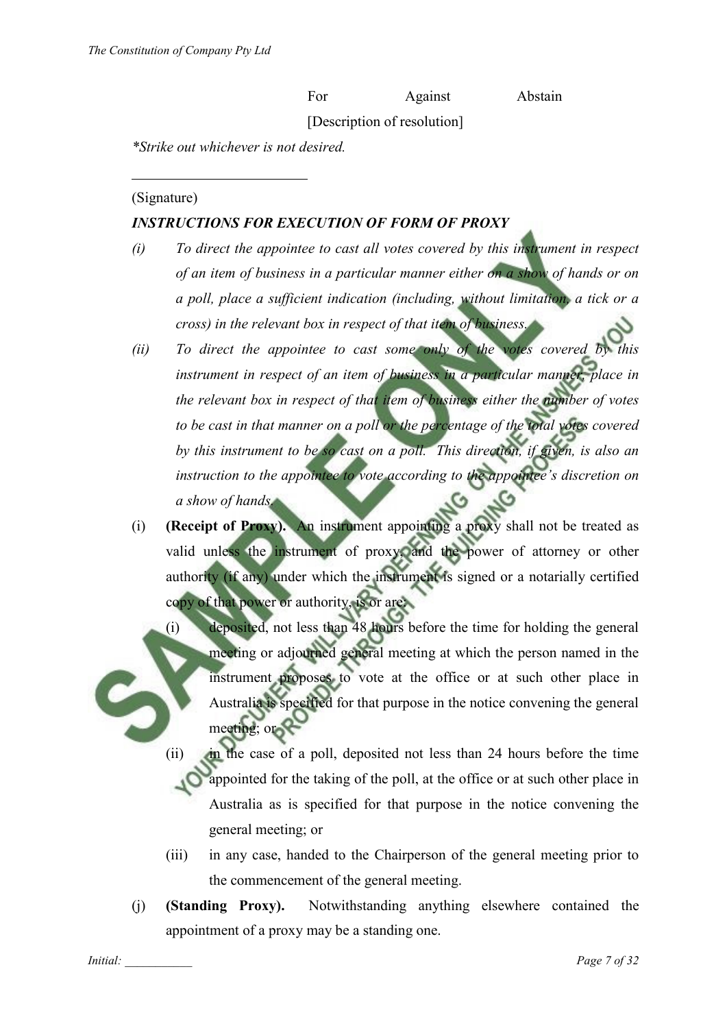For Against Abstain

[Description of resolution]

*\*Strike out whichever is not desired.*

\_\_\_\_\_\_\_\_\_\_\_\_\_\_\_\_\_\_\_\_\_\_\_\_

(Signature)

***INSTRUCTIONS FOR EXECUTION OF FORM OF PROXY***

*(i) To direct the appointee to cast all votes covered by this instrument in respect of an item of business in a particular manner either on a show of hands or on a poll, place a sufficient indication (including, without limitation, a tick or a cross) in the relevant box in respect of that item of business.*

*(ii) To direct the appointee to cast some only of the votes covered by this instrument in respect of an item of business in a particular manner, place in the relevant box in respect of that item of business either the number of votes to be cast in that manner on a poll or the percentage of the total votes covered by this instrument to be so cast on a poll. This direction, if given, is also an instruction to the appointee to vote according to the appointee's discretion on a show of hands.*

(i) **(Receipt of Proxy).** An instrument appointing a proxy shall not be treated as valid unless the instrument of proxy, and the power of attorney or other authority (if any) under which the instrument is signed or a notarially certified copy of that power or authority, is or are:

  (i) deposited, not less than 48 hours before the time for holding the general meeting or adjourned general meeting at which the person named in the instrument proposes to vote at the office or at such other place in Australia is specified for that purpose in the notice convening the general meeting; or

  (ii) in the case of a poll, deposited not less than 24 hours before the time appointed for the taking of the poll, at the office or at such other place in Australia as is specified for that purpose in the notice convening the general meeting; or

  (iii) in any case, handed to the Chairperson of the general meeting prior to the commencement of the general meeting.

(j) **(Standing Proxy).** Notwithstanding anything elsewhere contained the appointment of a proxy may be a standing one.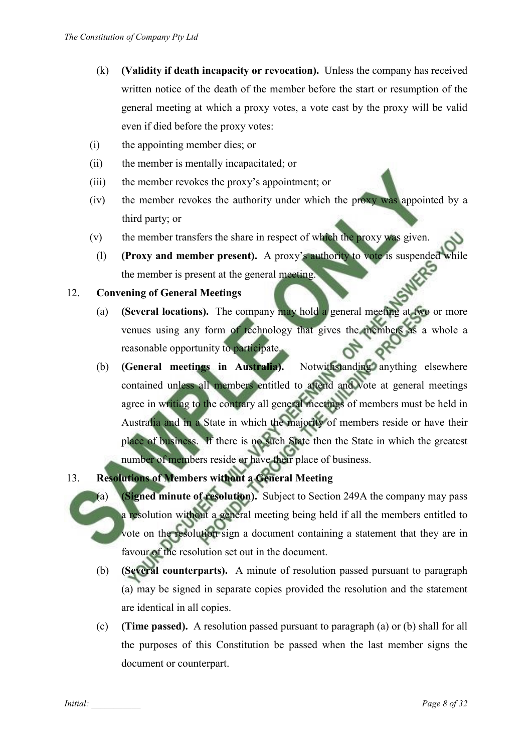(k) **(Validity if death incapacity or revocation).** Unless the company has received written notice of the death of the member before the start or resumption of the general meeting at which a proxy votes, a vote cast by the proxy will be valid even if died before the proxy votes:

(i) the appointing member dies; or

(ii) the member is mentally incapacitated; or

(iii) the member revokes the proxy's appointment; or

(iv) the member revokes the authority under which the proxy was appointed by a third party; or

(v) the member transfers the share in respect of which the proxy was given.

(l) **(Proxy and member present).** A proxy's authority to vote is suspended while the member is present at the general meeting.

12. **Convening of General Meetings**

(a) **(Several locations).** The company may hold a general meeting at two or more venues using any form of technology that gives the members as a whole a reasonable opportunity to participate.

(b) **(General meetings in Australia).** Notwithstanding anything elsewhere contained unless all members entitled to attend and vote at general meetings agree in writing to the contrary all general meetings of members must be held in Australia and in a State in which the majority of members reside or have their place of business. If there is no such State then the State in which the greatest number of members reside or have their place of business.

13. **Resolutions of Members without a General Meeting**

(a) **(Signed minute of resolution).** Subject to Section 249A the company may pass a resolution without a general meeting being held if all the members entitled to vote on the resolution sign a document containing a statement that they are in favour of the resolution set out in the document.

(b) **(Several counterparts).** A minute of resolution passed pursuant to paragraph (a) may be signed in separate copies provided the resolution and the statement are identical in all copies.

(c) **(Time passed).** A resolution passed pursuant to paragraph (a) or (b) shall for all the purposes of this Constitution be passed when the last member signs the document or counterpart.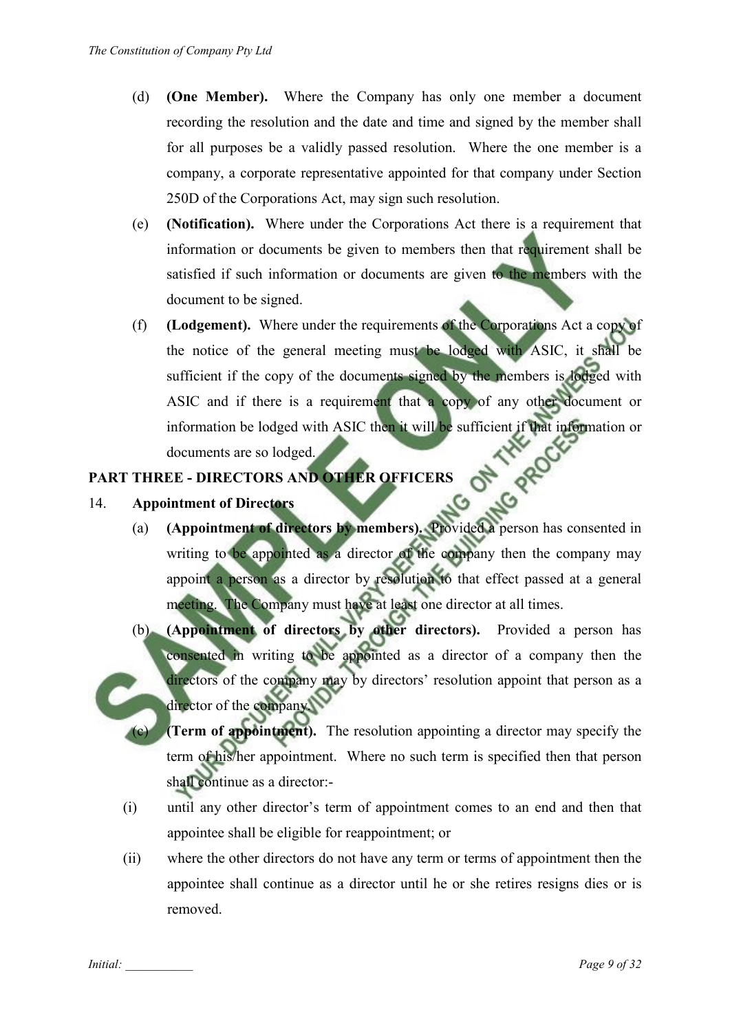(d) **(One Member).** Where the Company has only one member a document recording the resolution and the date and time and signed by the member shall for all purposes be a validly passed resolution. Where the one member is a company, a corporate representative appointed for that company under Section 250D of the Corporations Act, may sign such resolution.

(e) **(Notification).** Where under the Corporations Act there is a requirement that information or documents be given to members then that requirement shall be satisfied if such information or documents are given to the members with the document to be signed.

(f) **(Lodgement).** Where under the requirements of the Corporations Act a copy of the notice of the general meeting must be lodged with ASIC, it shall be sufficient if the copy of the documents signed by the members is lodged with ASIC and if there is a requirement that a copy of any other document or information be lodged with ASIC then it will be sufficient if that information or documents are so lodged.

## PART THREE - DIRECTORS AND OTHER OFFICERS

### 14. Appointment of Directors

(a) **(Appointment of directors by members).** Provided a person has consented in writing to be appointed as a director of the company then the company may appoint a person as a director by resolution to that effect passed at a general meeting. The Company must have at least one director at all times.

(b) **(Appointment of directors by other directors).** Provided a person has consented in writing to be appointed as a director of a company then the directors of the company may by directors' resolution appoint that person as a director of the company.

(c) **(Term of appointment).** The resolution appointing a director may specify the term of his/her appointment. Where no such term is specified then that person shall continue as a director:-

(i) until any other director's term of appointment comes to an end and then that appointee shall be eligible for reappointment; or

(ii) where the other directors do not have any term or terms of appointment then the appointee shall continue as a director until he or she retires resigns dies or is removed.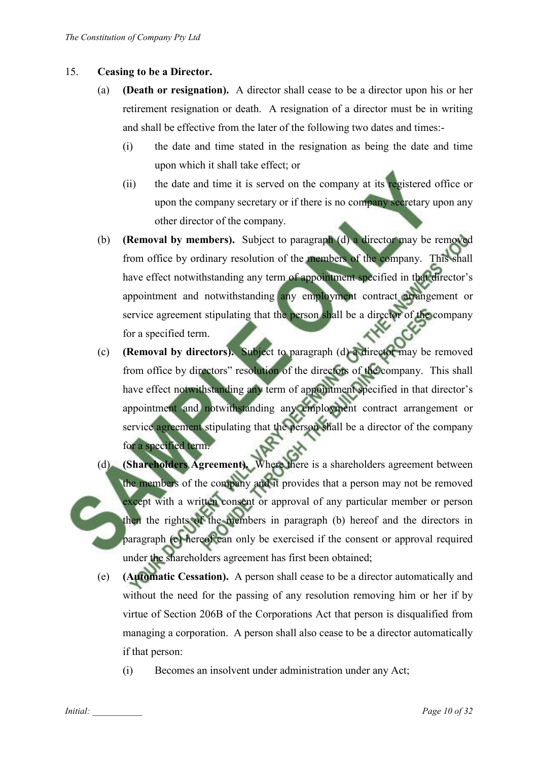15. **Ceasing to be a Director.**

    (a) **(Death or resignation).** A director shall cease to be a director upon his or her retirement resignation or death. A resignation of a director must be in writing and shall be effective from the later of the following two dates and times:-

        (i) the date and time stated in the resignation as being the date and time upon which it shall take effect; or

        (ii) the date and time it is served on the company at its registered office or upon the company secretary or if there is no company secretary upon any other director of the company.

    (b) **(Removal by members).** Subject to paragraph (d) a director may be removed from office by ordinary resolution of the members of the company. This shall have effect notwithstanding any term of appointment specified in that director's appointment and notwithstanding any employment contract arrangement or service agreement stipulating that the person shall be a director of the company for a specified term.

    (c) **(Removal by directors).** Subject to paragraph (d) a director may be removed from office by directors" resolution of the directors of the company. This shall have effect notwithstanding any term of appointment specified in that director's appointment and notwithstanding any employment contract arrangement or service agreement stipulating that the person shall be a director of the company for a specified term.

    (d) **(Shareholders Agreement).** Where there is a shareholders agreement between the members of the company and it provides that a person may not be removed except with a written consent or approval of any particular member or person then the rights of the members in paragraph (b) hereof and the directors in paragraph (c) hereof can only be exercised if the consent or approval required under the shareholders agreement has first been obtained;

    (e) **(Automatic Cessation).** A person shall cease to be a director automatically and without the need for the passing of any resolution removing him or her if by virtue of Section 206B of the Corporations Act that person is disqualified from managing a corporation. A person shall also cease to be a director automatically if that person:

        (i) Becomes an insolvent under administration under any Act;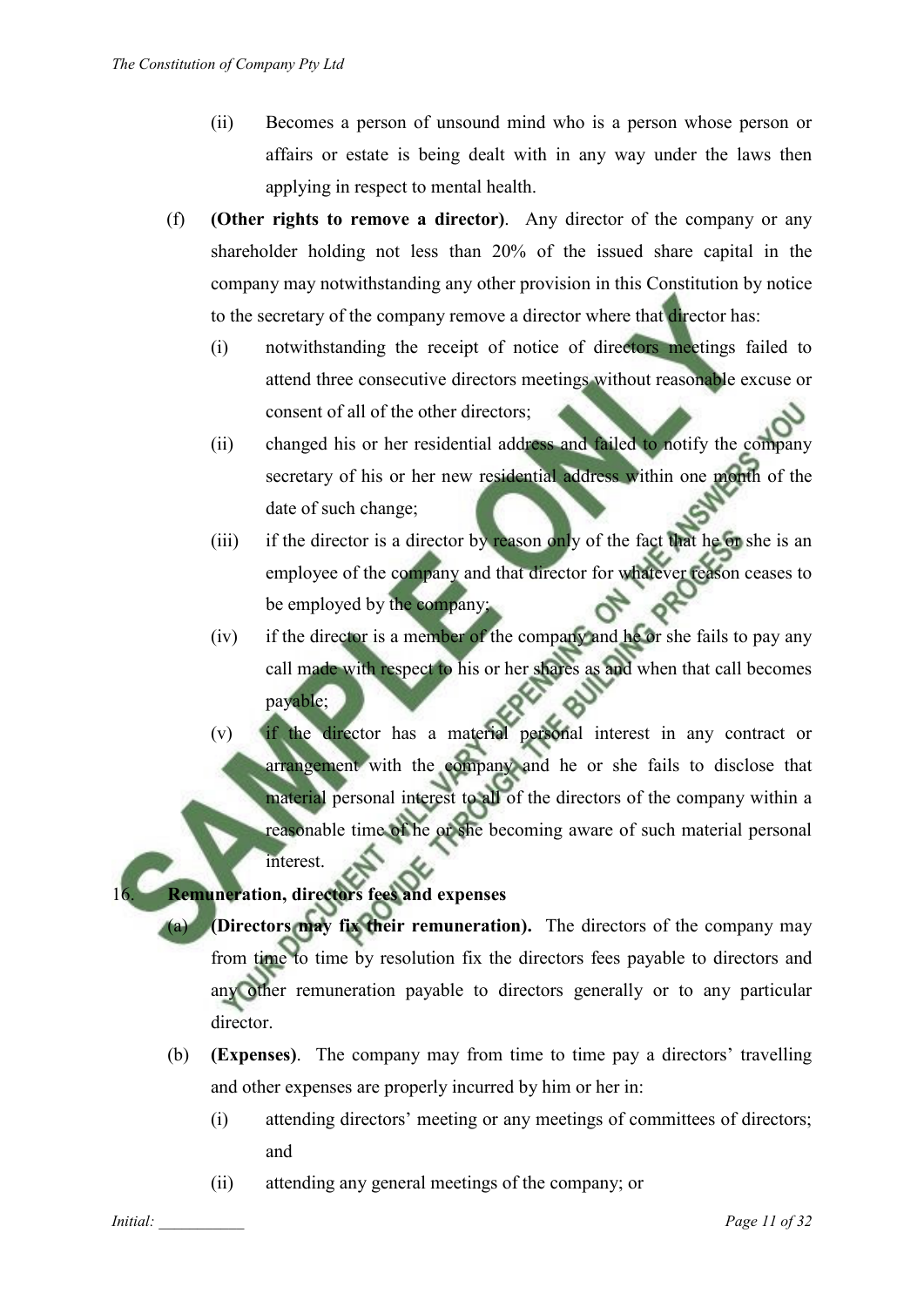(ii) Becomes a person of unsound mind who is a person whose person or affairs or estate is being dealt with in any way under the laws then applying in respect to mental health.

(f) **(Other rights to remove a director)**. Any director of the company or any shareholder holding not less than 20% of the issued share capital in the company may notwithstanding any other provision in this Constitution by notice to the secretary of the company remove a director where that director has:

(i) notwithstanding the receipt of notice of directors meetings failed to attend three consecutive directors meetings without reasonable excuse or consent of all of the other directors;

(ii) changed his or her residential address and failed to notify the company secretary of his or her new residential address within one month of the date of such change;

(iii) if the director is a director by reason only of the fact that he or she is an employee of the company and that director for whatever reason ceases to be employed by the company;

(iv) if the director is a member of the company and he or she fails to pay any call made with respect to his or her shares as and when that call becomes payable;

(v) if the director has a material personal interest in any contract or arrangement with the company and he or she fails to disclose that material personal interest to all of the directors of the company within a reasonable time of he or she becoming aware of such material personal interest.

16. **Remuneration, directors fees and expenses**

(a) **(Directors may fix their remuneration).** The directors of the company may from time to time by resolution fix the directors fees payable to directors and any other remuneration payable to directors generally or to any particular director.

(b) **(Expenses)**. The company may from time to time pay a directors' travelling and other expenses are properly incurred by him or her in:

(i) attending directors' meeting or any meetings of committees of directors; and

(ii) attending any general meetings of the company; or

Initial: \_\_\_\_\_\_\_\_\_\_\_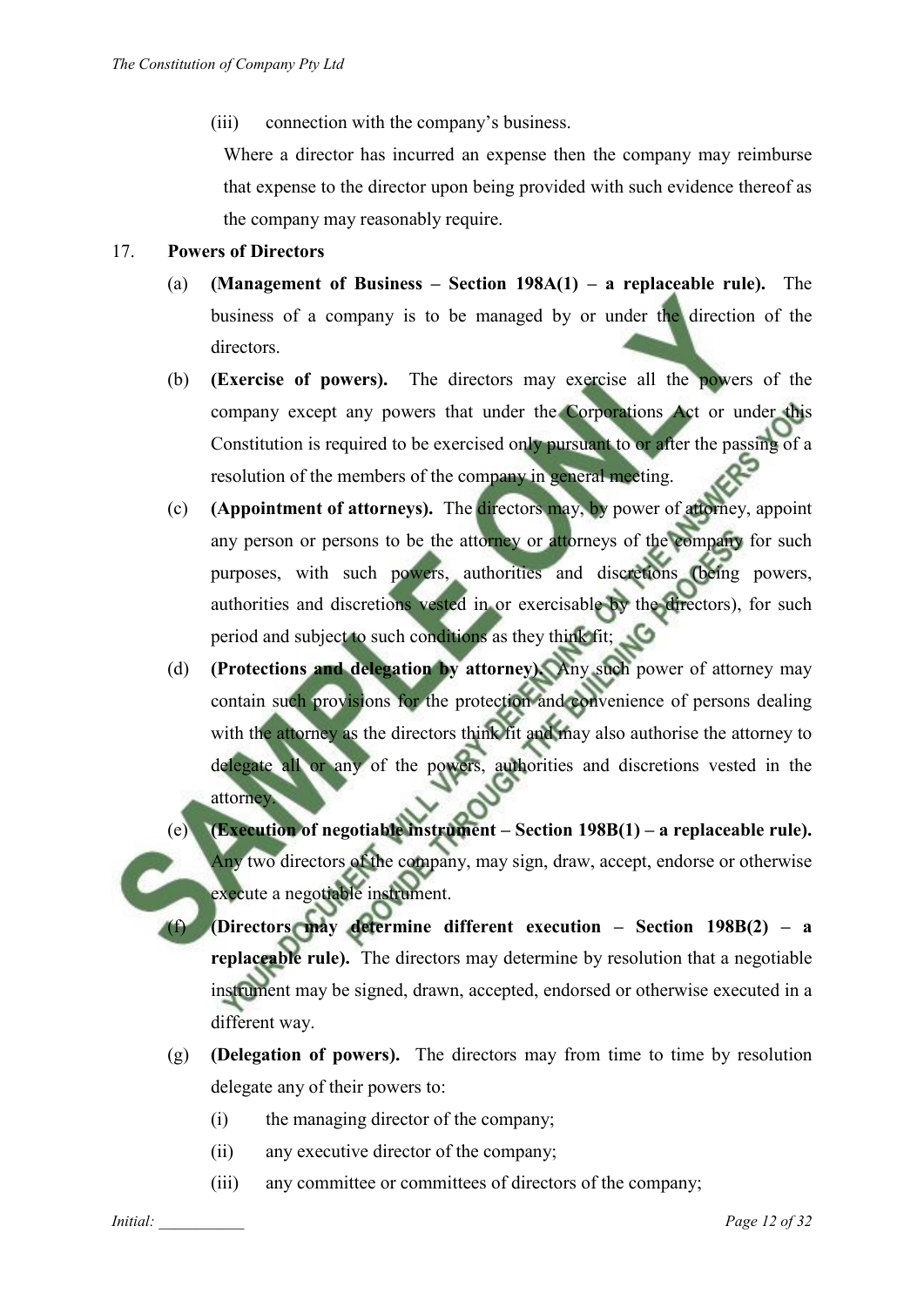(iii) connection with the company's business.

Where a director has incurred an expense then the company may reimburse that expense to the director upon being provided with such evidence thereof as the company may reasonably require.

17. **Powers of Directors**

(a) **(Management of Business – Section 198A(1) – a replaceable rule).** The business of a company is to be managed by or under the direction of the directors.

(b) **(Exercise of powers).** The directors may exercise all the powers of the company except any powers that under the Corporations Act or under this Constitution is required to be exercised only pursuant to or after the passing of a resolution of the members of the company in general meeting.

(c) **(Appointment of attorneys).** The directors may, by power of attorney, appoint any person or persons to be the attorney or attorneys of the company for such purposes, with such powers, authorities and discretions (being powers, authorities and discretions vested in or exercisable by the directors), for such period and subject to such conditions as they think fit;

(d) **(Protections and delegation by attorney).** Any such power of attorney may contain such provisions for the protection and convenience of persons dealing with the attorney as the directors think fit and may also authorise the attorney to delegate all or any of the powers, authorities and discretions vested in the attorney.

(e) **(Execution of negotiable instrument – Section 198B(1) – a replaceable rule).** Any two directors of the company, may sign, draw, accept, endorse or otherwise execute a negotiable instrument.

(f) **(Directors may determine different execution – Section 198B(2) – a replaceable rule).** The directors may determine by resolution that a negotiable instrument may be signed, drawn, accepted, endorsed or otherwise executed in a different way.

(g) **(Delegation of powers).** The directors may from time to time by resolution delegate any of their powers to:

(i) the managing director of the company;

(ii) any executive director of the company;

(iii) any committee or committees of directors of the company;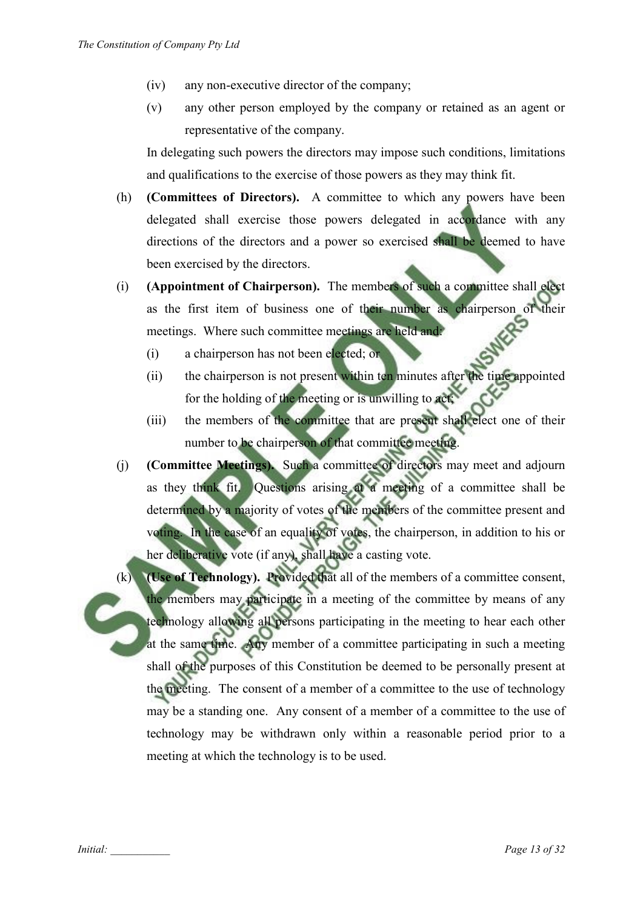(iv) any non-executive director of the company;

(v) any other person employed by the company or retained as an agent or representative of the company.

In delegating such powers the directors may impose such conditions, limitations and qualifications to the exercise of those powers as they may think fit.

(h) **(Committees of Directors).** A committee to which any powers have been delegated shall exercise those powers delegated in accordance with any directions of the directors and a power so exercised shall be deemed to have been exercised by the directors.

(i) **(Appointment of Chairperson).** The members of such a committee shall elect as the first item of business one of their number as chairperson of their meetings. Where such committee meetings are held and:

(i) a chairperson has not been elected; or

(ii) the chairperson is not present within ten minutes after the time appointed for the holding of the meeting or is unwilling to act;

(iii) the members of the committee that are present shall elect one of their number to be chairperson of that committee meeting.

(j) **(Committee Meetings).** Such a committee of directors may meet and adjourn as they think fit. Questions arising at a meeting of a committee shall be determined by a majority of votes of the members of the committee present and voting. In the case of an equality of votes, the chairperson, in addition to his or her deliberative vote (if any), shall have a casting vote.

(k) **(Use of Technology).** Provided that all of the members of a committee consent, the members may participate in a meeting of the committee by means of any technology allowing all persons participating in the meeting to hear each other at the same time. Any member of a committee participating in such a meeting shall of the purposes of this Constitution be deemed to be personally present at the meeting. The consent of a member of a committee to the use of technology may be a standing one. Any consent of a member of a committee to the use of technology may be withdrawn only within a reasonable period prior to a meeting at which the technology is to be used.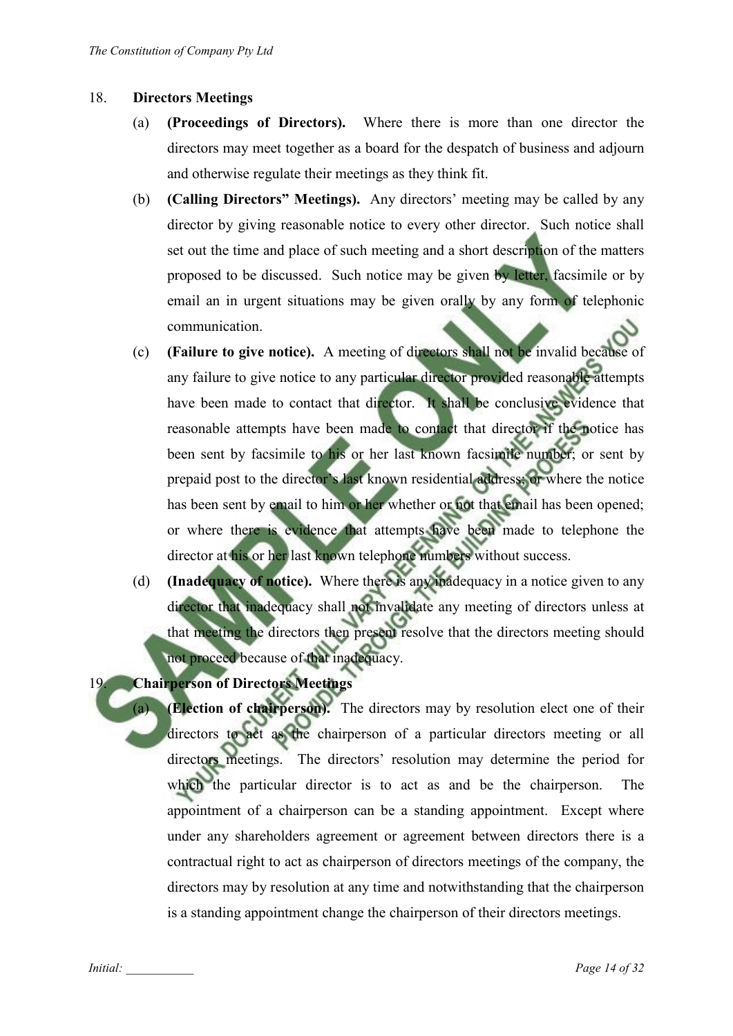18. **Directors Meetings**

(a) **(Proceedings of Directors).** Where there is more than one director the directors may meet together as a board for the despatch of business and adjourn and otherwise regulate their meetings as they think fit.

(b) **(Calling Directors" Meetings).** Any directors' meeting may be called by any director by giving reasonable notice to every other director. Such notice shall set out the time and place of such meeting and a short description of the matters proposed to be discussed. Such notice may be given by letter, facsimile or by email an in urgent situations may be given orally by any form of telephonic communication.

(c) **(Failure to give notice).** A meeting of directors shall not be invalid because of any failure to give notice to any particular director provided reasonable attempts have been made to contact that director. It shall be conclusive evidence that reasonable attempts have been made to contact that director if the notice has been sent by facsimile to his or her last known facsimile number; or sent by prepaid post to the director's last known residential address; or where the notice has been sent by email to him or her whether or not that email has been opened; or where there is evidence that attempts have been made to telephone the director at his or her last known telephone numbers without success.

(d) **(Inadequacy of notice).** Where there is any inadequacy in a notice given to any director that inadequacy shall not invalidate any meeting of directors unless at that meeting the directors then present resolve that the directors meeting should not proceed because of that inadequacy.

19. **Chairperson of Directors Meetings**

(a) **(Election of chairperson).** The directors may by resolution elect one of their directors to act as the chairperson of a particular directors meeting or all directors meetings. The directors' resolution may determine the period for which the particular director is to act as and be the chairperson. The appointment of a chairperson can be a standing appointment. Except where under any shareholders agreement or agreement between directors there is a contractual right to act as chairperson of directors meetings of the company, the directors may by resolution at any time and notwithstanding that the chairperson is a standing appointment change the chairperson of their directors meetings.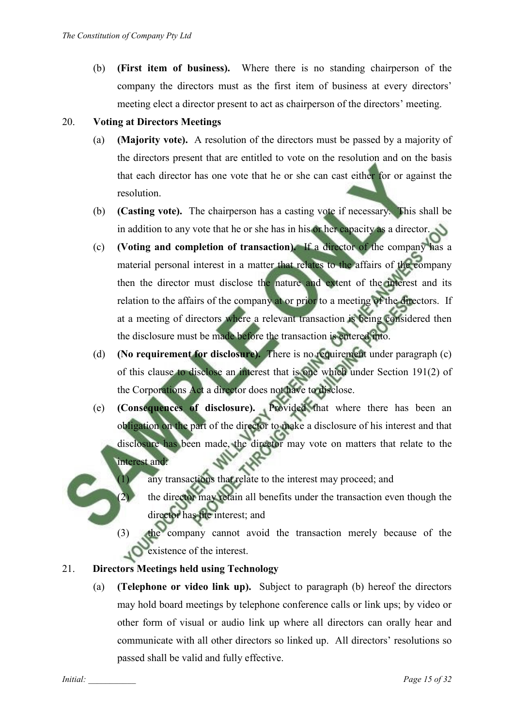(b) **(First item of business).** Where there is no standing chairperson of the company the directors must as the first item of business at every directors' meeting elect a director present to act as chairperson of the directors' meeting.

20. **Voting at Directors Meetings**

(a) **(Majority vote).** A resolution of the directors must be passed by a majority of the directors present that are entitled to vote on the resolution and on the basis that each director has one vote that he or she can cast either for or against the resolution.

(b) **(Casting vote).** The chairperson has a casting vote if necessary. This shall be in addition to any vote that he or she has in his or her capacity as a director.

(c) **(Voting and completion of transaction).** If a director of the company has a material personal interest in a matter that relates to the affairs of the company then the director must disclose the nature and extent of the interest and its relation to the affairs of the company at or prior to a meeting of the directors. If at a meeting of directors where a relevant transaction is being considered then the disclosure must be made before the transaction is entered into.

(d) **(No requirement for disclosure).** There is no requirement under paragraph (c) of this clause to disclose an interest that is one which under Section 191(2) of the Corporations Act a director does not have to disclose.

(e) **(Consequences of disclosure).** Provided that where there has been an obligation on the part of the director to make a disclosure of his interest and that disclosure has been made, the director may vote on matters that relate to the interest and:

(1) any transactions that relate to the interest may proceed; and

(2) the director may retain all benefits under the transaction even though the director has the interest; and

(3) the company cannot avoid the transaction merely because of the existence of the interest.

21. **Directors Meetings held using Technology**

(a) **(Telephone or video link up).** Subject to paragraph (b) hereof the directors may hold board meetings by telephone conference calls or link ups; by video or other form of visual or audio link up where all directors can orally hear and communicate with all other directors so linked up. All directors' resolutions so passed shall be valid and fully effective.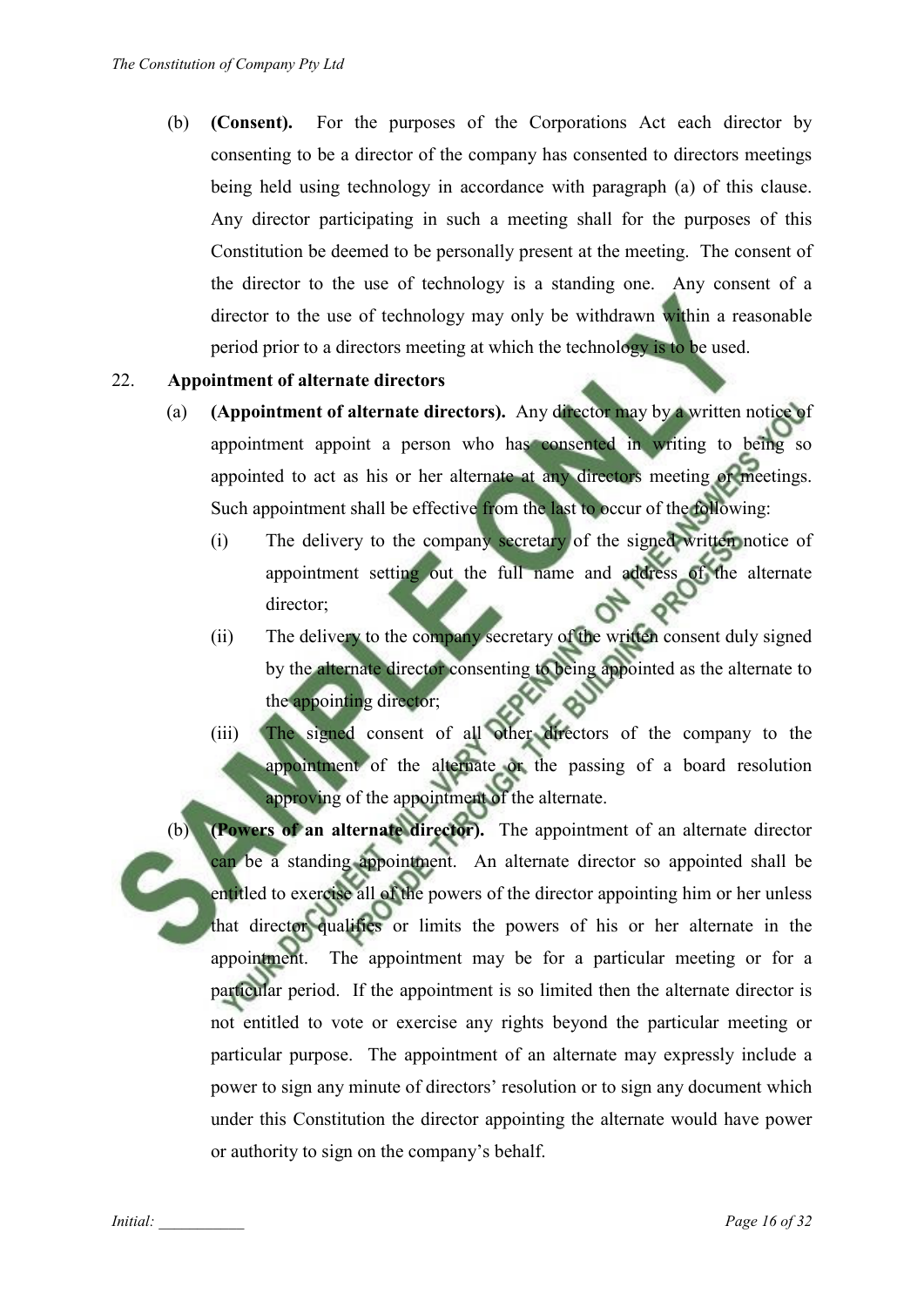(b) **(Consent).** For the purposes of the Corporations Act each director by consenting to be a director of the company has consented to directors meetings being held using technology in accordance with paragraph (a) of this clause. Any director participating in such a meeting shall for the purposes of this Constitution be deemed to be personally present at the meeting. The consent of the director to the use of technology is a standing one. Any consent of a director to the use of technology may only be withdrawn within a reasonable period prior to a directors meeting at which the technology is to be used.

22. **Appointment of alternate directors**

(a) **(Appointment of alternate directors).** Any director may by a written notice of appointment appoint a person who has consented in writing to being so appointed to act as his or her alternate at any directors meeting or meetings. Such appointment shall be effective from the last to occur of the following:

(i) The delivery to the company secretary of the signed written notice of appointment setting out the full name and address of the alternate director;

(ii) The delivery to the company secretary of the written consent duly signed by the alternate director consenting to being appointed as the alternate to the appointing director;

(iii) The signed consent of all other directors of the company to the appointment of the alternate or the passing of a board resolution approving of the appointment of the alternate.

(b) **(Powers of an alternate director).** The appointment of an alternate director can be a standing appointment. An alternate director so appointed shall be entitled to exercise all of the powers of the director appointing him or her unless that director qualifies or limits the powers of his or her alternate in the appointment. The appointment may be for a particular meeting or for a particular period. If the appointment is so limited then the alternate director is not entitled to vote or exercise any rights beyond the particular meeting or particular purpose. The appointment of an alternate may expressly include a power to sign any minute of directors' resolution or to sign any document which under this Constitution the director appointing the alternate would have power or authority to sign on the company's behalf.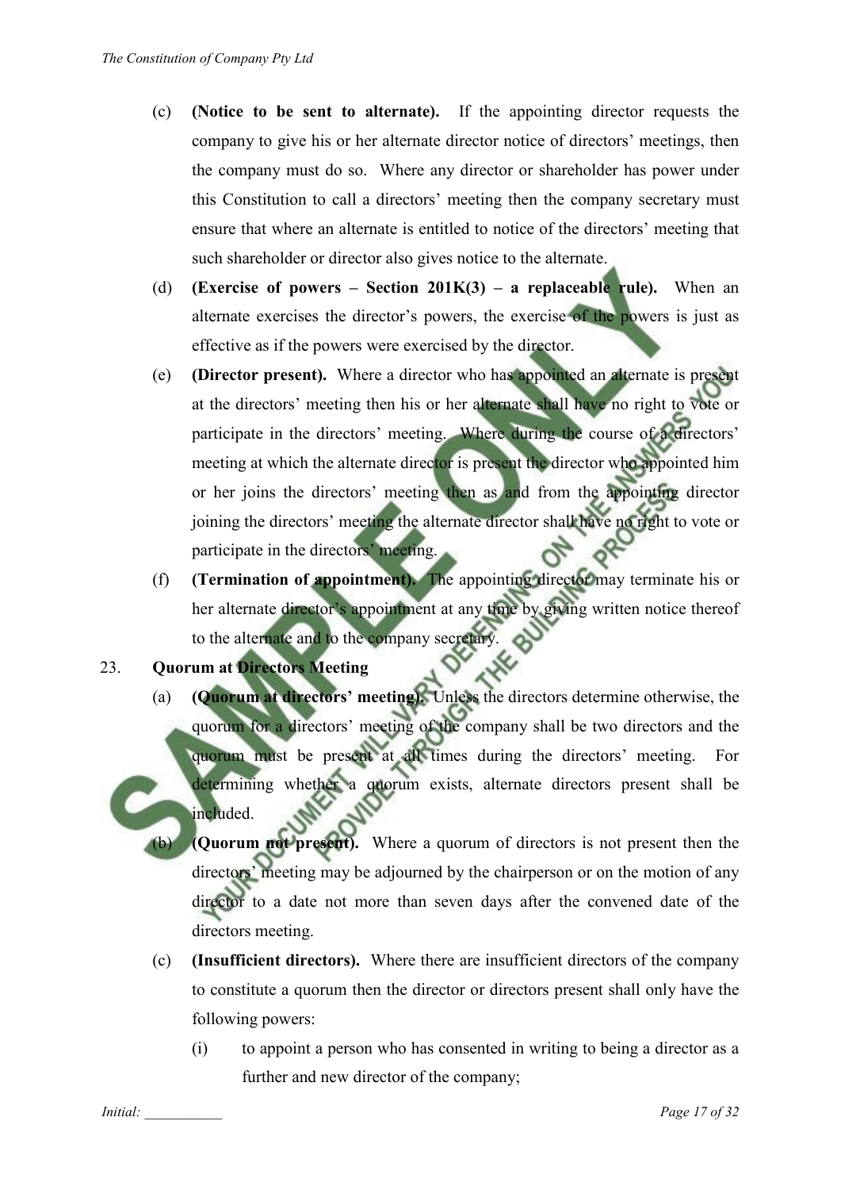(c) **(Notice to be sent to alternate).** If the appointing director requests the company to give his or her alternate director notice of directors' meetings, then the company must do so. Where any director or shareholder has power under this Constitution to call a directors' meeting then the company secretary must ensure that where an alternate is entitled to notice of the directors' meeting that such shareholder or director also gives notice to the alternate.

(d) **(Exercise of powers – Section 201K(3) – a replaceable rule).** When an alternate exercises the director's powers, the exercise of the powers is just as effective as if the powers were exercised by the director.

(e) **(Director present).** Where a director who has appointed an alternate is present at the directors' meeting then his or her alternate shall have no right to vote or participate in the directors' meeting. Where during the course of a directors' meeting at which the alternate director is present the director who appointed him or her joins the directors' meeting then as and from the appointing director joining the directors' meeting the alternate director shall have no right to vote or participate in the directors' meeting.

(f) **(Termination of appointment).** The appointing director may terminate his or her alternate director's appointment at any time by giving written notice thereof to the alternate and to the company secretary.

23. **Quorum at Directors Meeting**

(a) **(Quorum at directors' meeting).** Unless the directors determine otherwise, the quorum for a directors' meeting of the company shall be two directors and the quorum must be present at all times during the directors' meeting. For determining whether a quorum exists, alternate directors present shall be included.

(b) **(Quorum not present).** Where a quorum of directors is not present then the directors' meeting may be adjourned by the chairperson or on the motion of any director to a date not more than seven days after the convened date of the directors meeting.

(c) **(Insufficient directors).** Where there are insufficient directors of the company to constitute a quorum then the director or directors present shall only have the following powers:

(i) to appoint a person who has consented in writing to being a director as a further and new director of the company;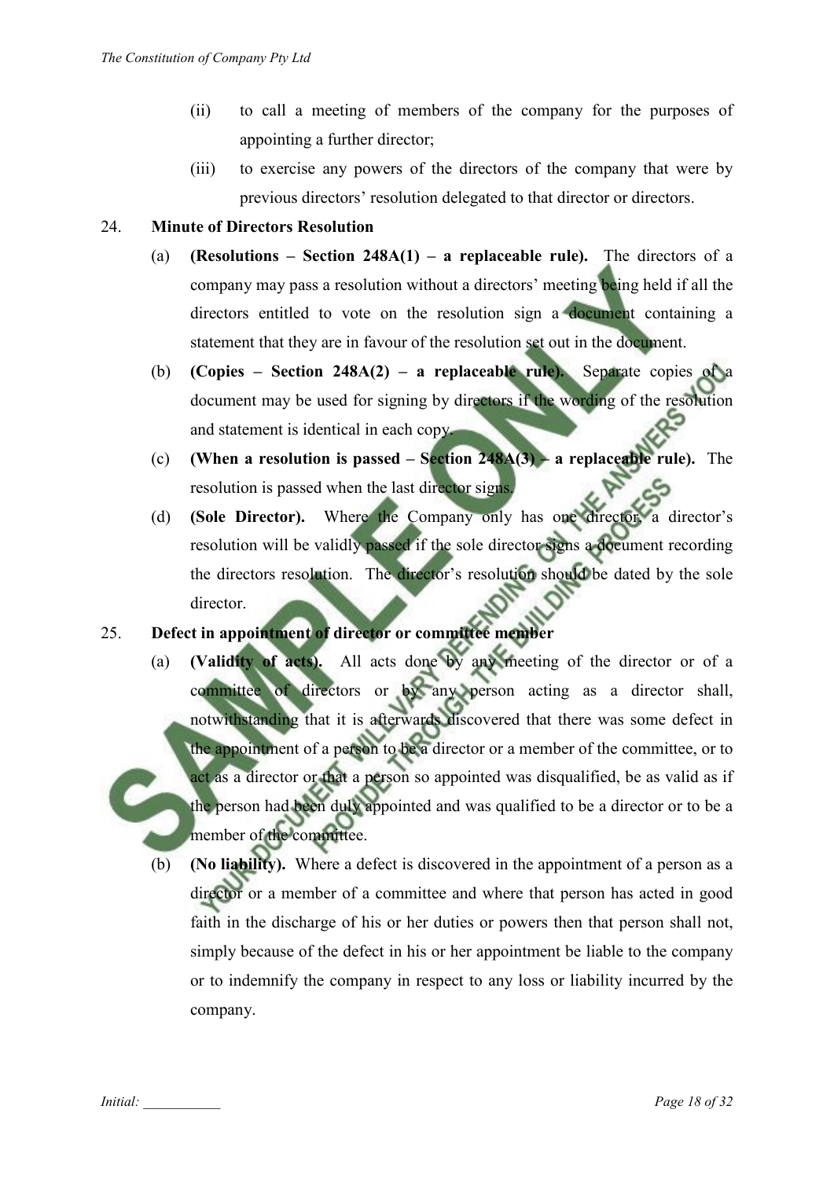(ii) to call a meeting of members of the company for the purposes of appointing a further director;

(iii) to exercise any powers of the directors of the company that were by previous directors' resolution delegated to that director or directors.

24. **Minute of Directors Resolution**

(a) **(Resolutions – Section 248A(1) – a replaceable rule).** The directors of a company may pass a resolution without a directors' meeting being held if all the directors entitled to vote on the resolution sign a document containing a statement that they are in favour of the resolution set out in the document.

(b) **(Copies – Section 248A(2) – a replaceable rule).** Separate copies of a document may be used for signing by directors if the wording of the resolution and statement is identical in each copy.

(c) **(When a resolution is passed – Section 248A(3) – a replaceable rule).** The resolution is passed when the last director signs.

(d) **(Sole Director).** Where the Company only has one director, a director's resolution will be validly passed if the sole director signs a document recording the directors resolution. The director's resolution should be dated by the sole director.

25. **Defect in appointment of director or committee member**

(a) **(Validity of acts).** All acts done by any meeting of the director or of a committee of directors or by any person acting as a director shall, notwithstanding that it is afterwards discovered that there was some defect in the appointment of a person to be a director or a member of the committee, or to act as a director or that a person so appointed was disqualified, be as valid as if the person had been duly appointed and was qualified to be a director or to be a member of the committee.

(b) **(No liability).** Where a defect is discovered in the appointment of a person as a director or a member of a committee and where that person has acted in good faith in the discharge of his or her duties or powers then that person shall not, simply because of the defect in his or her appointment be liable to the company or to indemnify the company in respect to any loss or liability incurred by the company.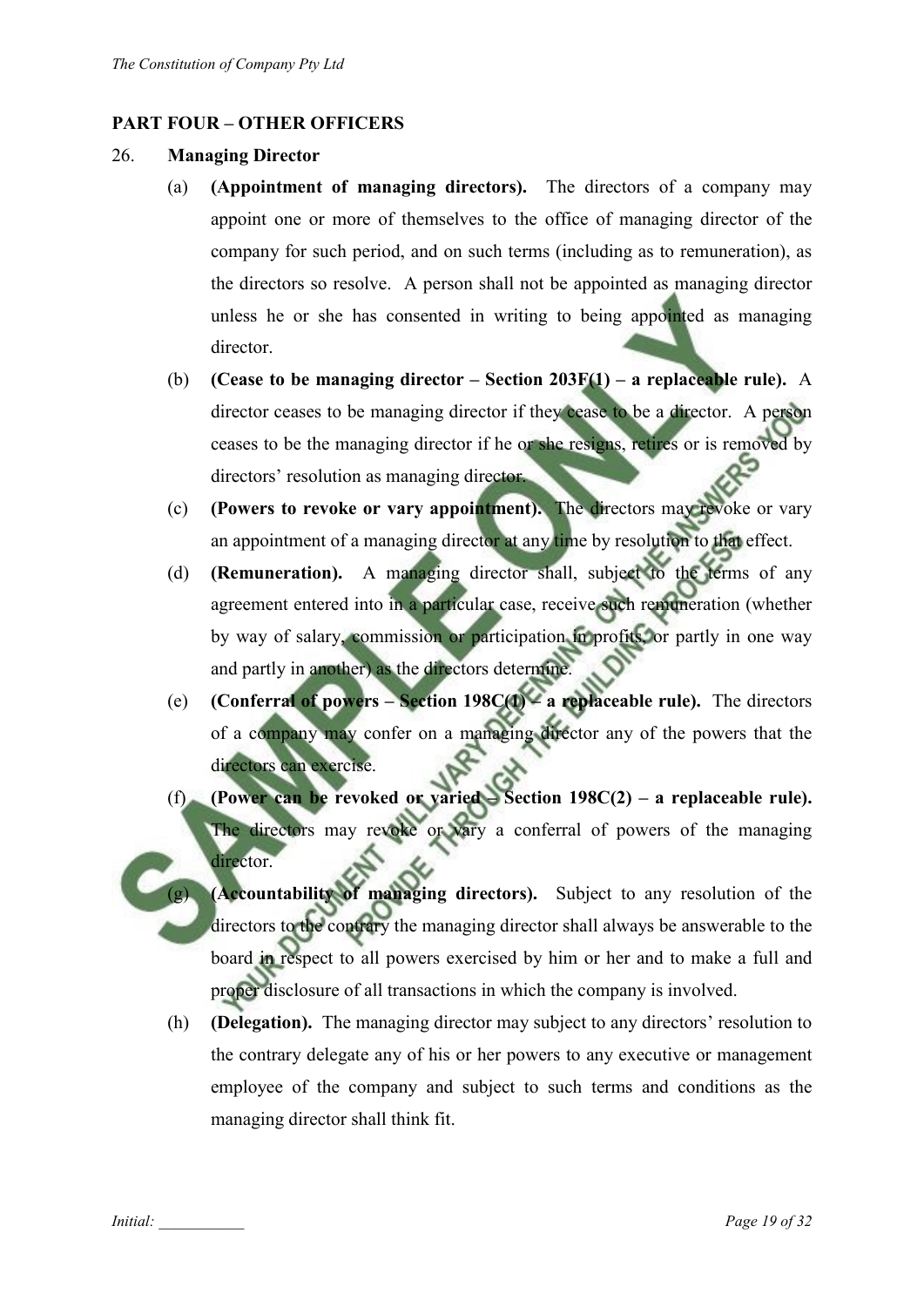## PART FOUR – OTHER OFFICERS

26. **Managing Director**

(a) **(Appointment of managing directors).** The directors of a company may appoint one or more of themselves to the office of managing director of the company for such period, and on such terms (including as to remuneration), as the directors so resolve. A person shall not be appointed as managing director unless he or she has consented in writing to being appointed as managing director.

(b) **(Cease to be managing director – Section 203F(1) – a replaceable rule).** A director ceases to be managing director if they cease to be a director. A person ceases to be the managing director if he or she resigns, retires or is removed by directors' resolution as managing director.

(c) **(Powers to revoke or vary appointment).** The directors may revoke or vary an appointment of a managing director at any time by resolution to that effect.

(d) **(Remuneration).** A managing director shall, subject to the terms of any agreement entered into in a particular case, receive such remuneration (whether by way of salary, commission or participation in profits, or partly in one way and partly in another) as the directors determine.

(e) **(Conferral of powers – Section 198C(1) – a replaceable rule).** The directors of a company may confer on a managing director any of the powers that the directors can exercise.

(f) **(Power can be revoked or varied – Section 198C(2) – a replaceable rule).** The directors may revoke or vary a conferral of powers of the managing director.

(g) **(Accountability of managing directors).** Subject to any resolution of the directors to the contrary the managing director shall always be answerable to the board in respect to all powers exercised by him or her and to make a full and proper disclosure of all transactions in which the company is involved.

(h) **(Delegation).** The managing director may subject to any directors' resolution to the contrary delegate any of his or her powers to any executive or management employee of the company and subject to such terms and conditions as the managing director shall think fit.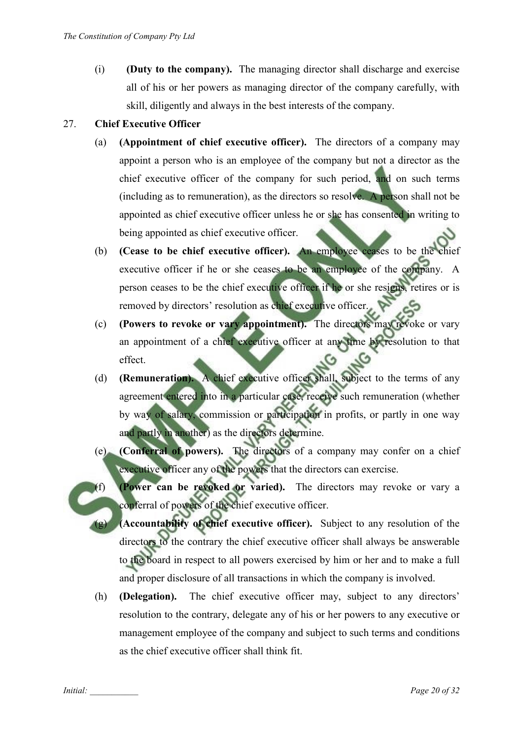(i) **(Duty to the company).** The managing director shall discharge and exercise all of his or her powers as managing director of the company carefully, with skill, diligently and always in the best interests of the company.

27. **Chief Executive Officer**

(a) **(Appointment of chief executive officer).** The directors of a company may appoint a person who is an employee of the company but not a director as the chief executive officer of the company for such period, and on such terms (including as to remuneration), as the directors so resolve. A person shall not be appointed as chief executive officer unless he or she has consented in writing to being appointed as chief executive officer.

(b) **(Cease to be chief executive officer).** An employee ceases to be the chief executive officer if he or she ceases to be an employee of the company. A person ceases to be the chief executive officer if he or she resigns, retires or is removed by directors' resolution as chief executive officer.

(c) **(Powers to revoke or vary appointment).** The directors may revoke or vary an appointment of a chief executive officer at any time by resolution to that effect.

(d) **(Remuneration).** A chief executive officer shall, subject to the terms of any agreement entered into in a particular case, receive such remuneration (whether by way of salary, commission or participation in profits, or partly in one way and partly in another) as the directors determine.

(e) **(Conferral of powers).** The directors of a company may confer on a chief executive officer any of the powers that the directors can exercise.

(f) **(Power can be revoked or varied).** The directors may revoke or vary a conferral of powers of the chief executive officer.

(g) **(Accountability of chief executive officer).** Subject to any resolution of the directors to the contrary the chief executive officer shall always be answerable to the board in respect to all powers exercised by him or her and to make a full and proper disclosure of all transactions in which the company is involved.

(h) **(Delegation).** The chief executive officer may, subject to any directors' resolution to the contrary, delegate any of his or her powers to any executive or management employee of the company and subject to such terms and conditions as the chief executive officer shall think fit.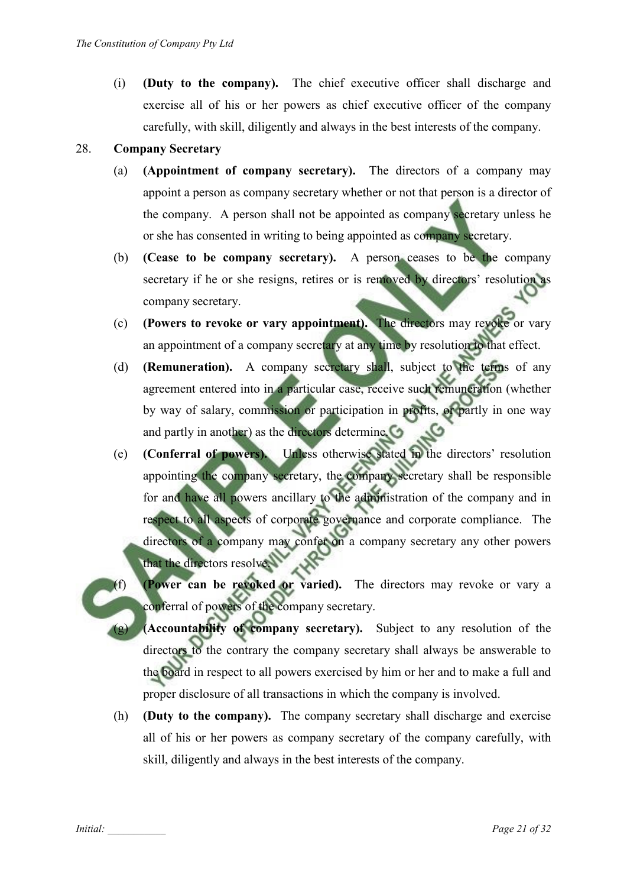(i) **(Duty to the company).** The chief executive officer shall discharge and exercise all of his or her powers as chief executive officer of the company carefully, with skill, diligently and always in the best interests of the company.

28. **Company Secretary**

(a) **(Appointment of company secretary).** The directors of a company may appoint a person as company secretary whether or not that person is a director of the company. A person shall not be appointed as company secretary unless he or she has consented in writing to being appointed as company secretary.

(b) **(Cease to be company secretary).** A person ceases to be the company secretary if he or she resigns, retires or is removed by directors' resolution as company secretary.

(c) **(Powers to revoke or vary appointment).** The directors may revoke or vary an appointment of a company secretary at any time by resolution to that effect.

(d) **(Remuneration).** A company secretary shall, subject to the terms of any agreement entered into in a particular case, receive such remuneration (whether by way of salary, commission or participation in profits, or partly in one way and partly in another) as the directors determine.

(e) **(Conferral of powers).** Unless otherwise stated in the directors' resolution appointing the company secretary, the company secretary shall be responsible for and have all powers ancillary to the administration of the company and in respect to all aspects of corporate governance and corporate compliance. The directors of a company may confer on a company secretary any other powers that the directors resolve.

(f) **(Power can be revoked or varied).** The directors may revoke or vary a conferral of powers of the company secretary.

(g) **(Accountability of company secretary).** Subject to any resolution of the directors to the contrary the company secretary shall always be answerable to the board in respect to all powers exercised by him or her and to make a full and proper disclosure of all transactions in which the company is involved.

(h) **(Duty to the company).** The company secretary shall discharge and exercise all of his or her powers as company secretary of the company carefully, with skill, diligently and always in the best interests of the company.

Initial: ___________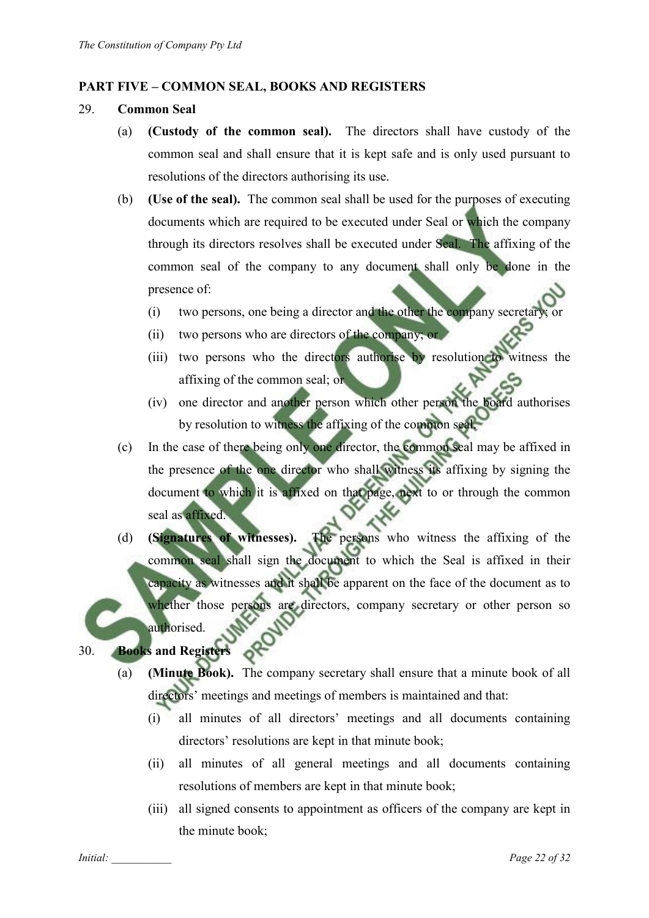**PART FIVE – COMMON SEAL, BOOKS AND REGISTERS**

29. **Common Seal**

(a) **(Custody of the common seal).** The directors shall have custody of the common seal and shall ensure that it is kept safe and is only used pursuant to resolutions of the directors authorising its use.

(b) **(Use of the seal).** The common seal shall be used for the purposes of executing documents which are required to be executed under Seal or which the company through its directors resolves shall be executed under Seal. The affixing of the common seal of the company to any document shall only be done in the presence of:

(i) two persons, one being a director and the other the company secretary; or

(ii) two persons who are directors of the company; or

(iii) two persons who the directors authorise by resolution to witness the affixing of the common seal; or

(iv) one director and another person which other person the board authorises by resolution to witness the affixing of the common seal.

(c) In the case of there being only one director, the common seal may be affixed in the presence of the one director who shall witness its affixing by signing the document to which it is affixed on that page, next to or through the common seal as affixed.

(d) **(Signatures of witnesses).** The persons who witness the affixing of the common seal shall sign the document to which the Seal is affixed in their capacity as witnesses and it shall be apparent on the face of the document as to whether those persons are directors, company secretary or other person so authorised.

30. **Books and Registers**

(a) **(Minute Book).** The company secretary shall ensure that a minute book of all directors' meetings and meetings of members is maintained and that:

(i) all minutes of all directors' meetings and all documents containing directors' resolutions are kept in that minute book;

(ii) all minutes of all general meetings and all documents containing resolutions of members are kept in that minute book;

(iii) all signed consents to appointment as officers of the company are kept in the minute book;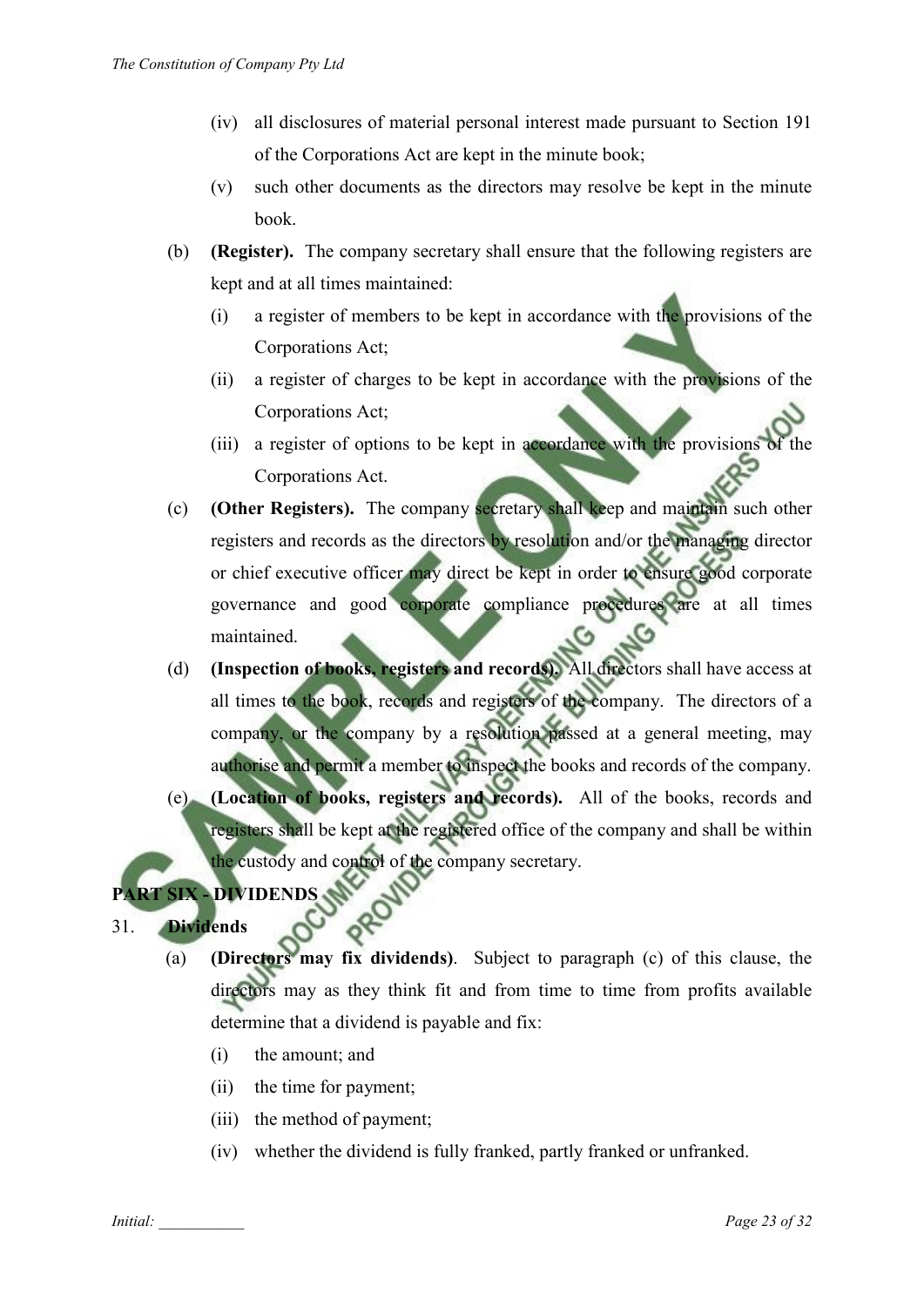(iv) all disclosures of material personal interest made pursuant to Section 191 of the Corporations Act are kept in the minute book;

(v) such other documents as the directors may resolve be kept in the minute book.

(b) **(Register).** The company secretary shall ensure that the following registers are kept and at all times maintained:

(i) a register of members to be kept in accordance with the provisions of the Corporations Act;

(ii) a register of charges to be kept in accordance with the provisions of the Corporations Act;

(iii) a register of options to be kept in accordance with the provisions of the Corporations Act.

(c) **(Other Registers).** The company secretary shall keep and maintain such other registers and records as the directors by resolution and/or the managing director or chief executive officer may direct be kept in order to ensure good corporate governance and good corporate compliance procedures are at all times maintained.

(d) **(Inspection of books, registers and records).** All directors shall have access at all times to the book, records and registers of the company. The directors of a company, or the company by a resolution passed at a general meeting, may authorise and permit a member to inspect the books and records of the company.

(e) **(Location of books, registers and records).** All of the books, records and registers shall be kept at the registered office of the company and shall be within the custody and control of the company secretary.

## PART SIX - DIVIDENDS

### 31. Dividends

(a) **(Directors may fix dividends)**. Subject to paragraph (c) of this clause, the directors may as they think fit and from time to time from profits available determine that a dividend is payable and fix:

(i) the amount; and

(ii) the time for payment;

(iii) the method of payment;

(iv) whether the dividend is fully franked, partly franked or unfranked.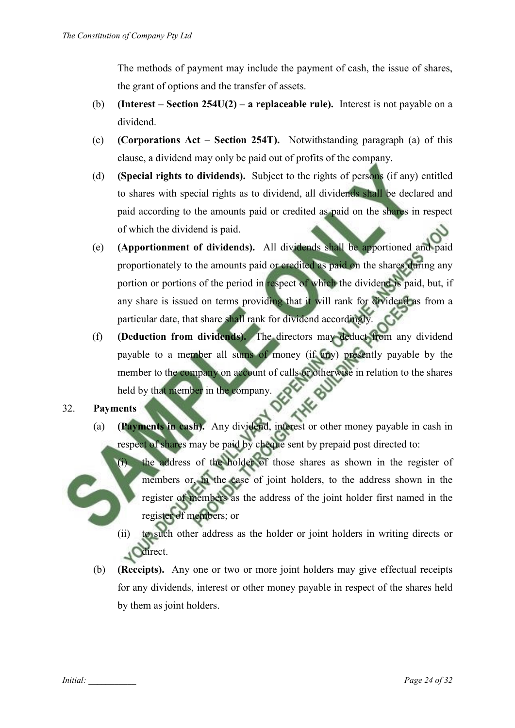The methods of payment may include the payment of cash, the issue of shares, the grant of options and the transfer of assets.

(b) **(Interest – Section 254U(2) – a replaceable rule).** Interest is not payable on a dividend.

(c) **(Corporations Act – Section 254T).** Notwithstanding paragraph (a) of this clause, a dividend may only be paid out of profits of the company.

(d) **(Special rights to dividends).** Subject to the rights of persons (if any) entitled to shares with special rights as to dividend, all dividends shall be declared and paid according to the amounts paid or credited as paid on the shares in respect of which the dividend is paid.

(e) **(Apportionment of dividends).** All dividends shall be apportioned and paid proportionately to the amounts paid or credited as paid on the shares during any portion or portions of the period in respect of which the dividend is paid, but, if any share is issued on terms providing that it will rank for dividend as from a particular date, that share shall rank for dividend accordingly.

(f) **(Deduction from dividends).** The directors may deduct from any dividend payable to a member all sums of money (if any) presently payable by the member to the company on account of calls or otherwise in relation to the shares held by that member in the company.

32. **Payments**

(a) **(Payments in cash).** Any dividend, interest or other money payable in cash in respect of shares may be paid by cheque sent by prepaid post directed to:

(i) the address of the holder of those shares as shown in the register of members or, in the case of joint holders, to the address shown in the register of members as the address of the joint holder first named in the register of members; or

(ii) to such other address as the holder or joint holders in writing directs or direct.

(b) **(Receipts).** Any one or two or more joint holders may give effectual receipts for any dividends, interest or other money payable in respect of the shares held by them as joint holders.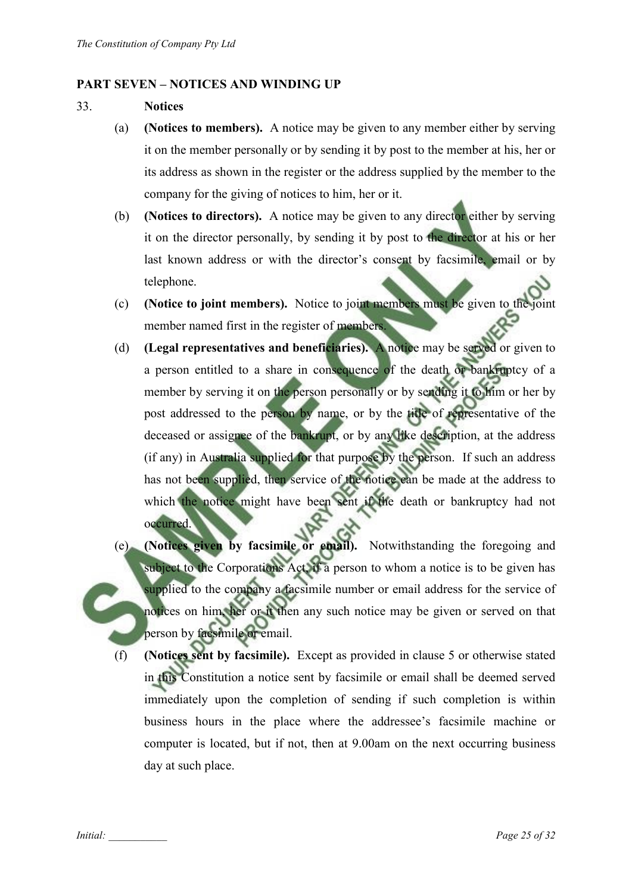## PART SEVEN – NOTICES AND WINDING UP

33. **Notices**

(a) **(Notices to members).** A notice may be given to any member either by serving it on the member personally or by sending it by post to the member at his, her or its address as shown in the register or the address supplied by the member to the company for the giving of notices to him, her or it.

(b) **(Notices to directors).** A notice may be given to any director either by serving it on the director personally, by sending it by post to the director at his or her last known address or with the director's consent by facsimile, email or by telephone.

(c) **(Notice to joint members).** Notice to joint members must be given to the joint member named first in the register of members.

(d) **(Legal representatives and beneficiaries).** A notice may be served or given to a person entitled to a share in consequence of the death or bankruptcy of a member by serving it on the person personally or by sending it to him or her by post addressed to the person by name, or by the title of representative of the deceased or assignee of the bankrupt, or by any like description, at the address (if any) in Australia supplied for that purpose by the person. If such an address has not been supplied, then service of the notice can be made at the address to which the notice might have been sent if the death or bankruptcy had not occurred.

(e) **(Notices given by facsimile or email).** Notwithstanding the foregoing and subject to the Corporations Act, if a person to whom a notice is to be given has supplied to the company a facsimile number or email address for the service of notices on him, her or it then any such notice may be given or served on that person by facsimile or email.

(f) **(Notices sent by facsimile).** Except as provided in clause 5 or otherwise stated in this Constitution a notice sent by facsimile or email shall be deemed served immediately upon the completion of sending if such completion is within business hours in the place where the addressee's facsimile machine or computer is located, but if not, then at 9.00am on the next occurring business day at such place.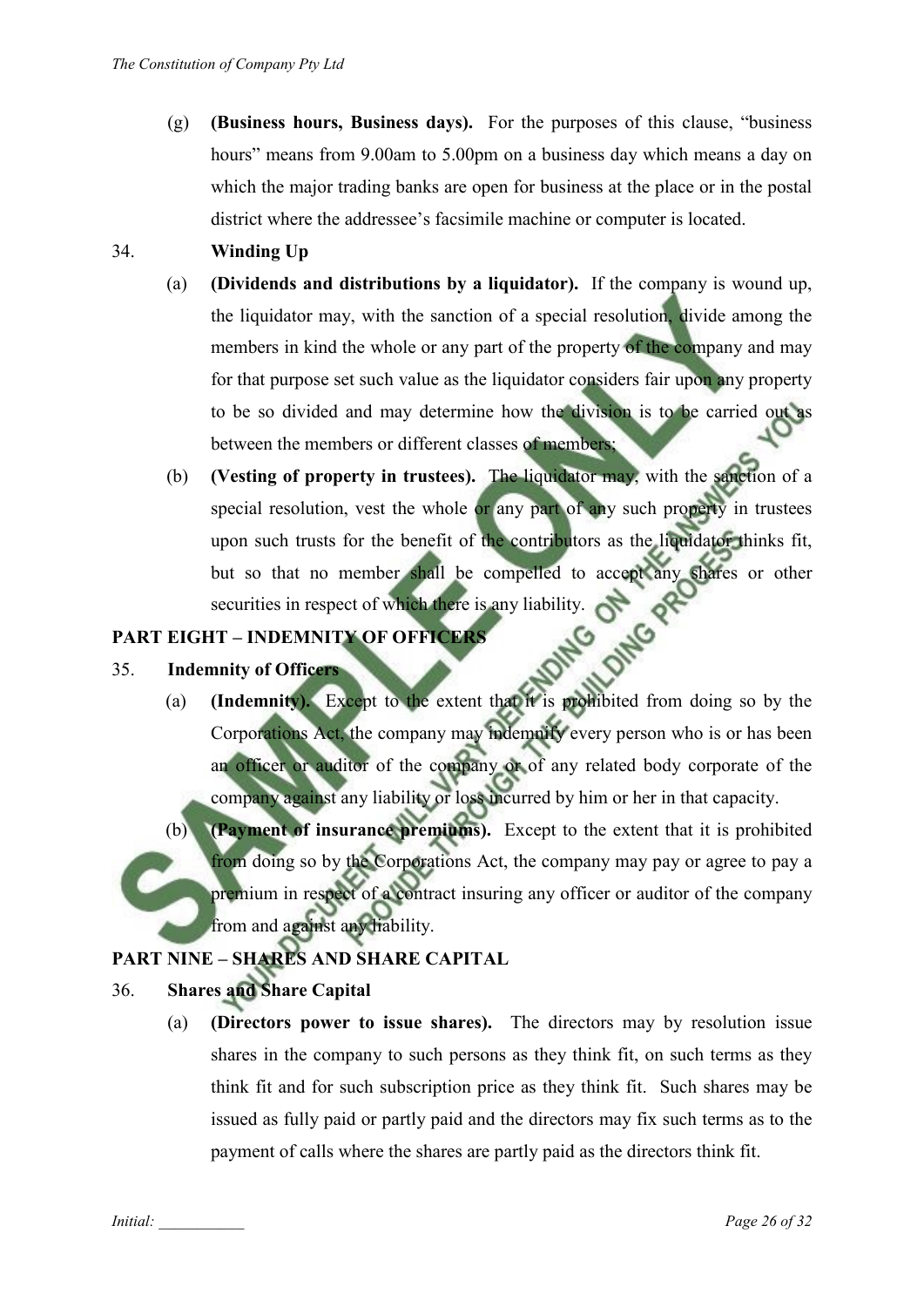(g) **(Business hours, Business days).** For the purposes of this clause, "business hours" means from 9.00am to 5.00pm on a business day which means a day on which the major trading banks are open for business at the place or in the postal district where the addressee's facsimile machine or computer is located.

34. **Winding Up**

(a) **(Dividends and distributions by a liquidator).** If the company is wound up, the liquidator may, with the sanction of a special resolution, divide among the members in kind the whole or any part of the property of the company and may for that purpose set such value as the liquidator considers fair upon any property to be so divided and may determine how the division is to be carried out as between the members or different classes of members;

(b) **(Vesting of property in trustees).** The liquidator may, with the sanction of a special resolution, vest the whole or any part of any such property in trustees upon such trusts for the benefit of the contributors as the liquidator thinks fit, but so that no member shall be compelled to accept any shares or other securities in respect of which there is any liability.

## PART EIGHT – INDEMNITY OF OFFICERS

35. **Indemnity of Officers**

(a) **(Indemnity).** Except to the extent that it is prohibited from doing so by the Corporations Act, the company may indemnify every person who is or has been an officer or auditor of the company or of any related body corporate of the company against any liability or loss incurred by him or her in that capacity.

(b) **(Payment of insurance premiums).** Except to the extent that it is prohibited from doing so by the Corporations Act, the company may pay or agree to pay a premium in respect of a contract insuring any officer or auditor of the company from and against any liability.

## PART NINE – SHARES AND SHARE CAPITAL

36. **Shares and Share Capital**

(a) **(Directors power to issue shares).** The directors may by resolution issue shares in the company to such persons as they think fit, on such terms as they think fit and for such subscription price as they think fit. Such shares may be issued as fully paid or partly paid and the directors may fix such terms as to the payment of calls where the shares are partly paid as the directors think fit.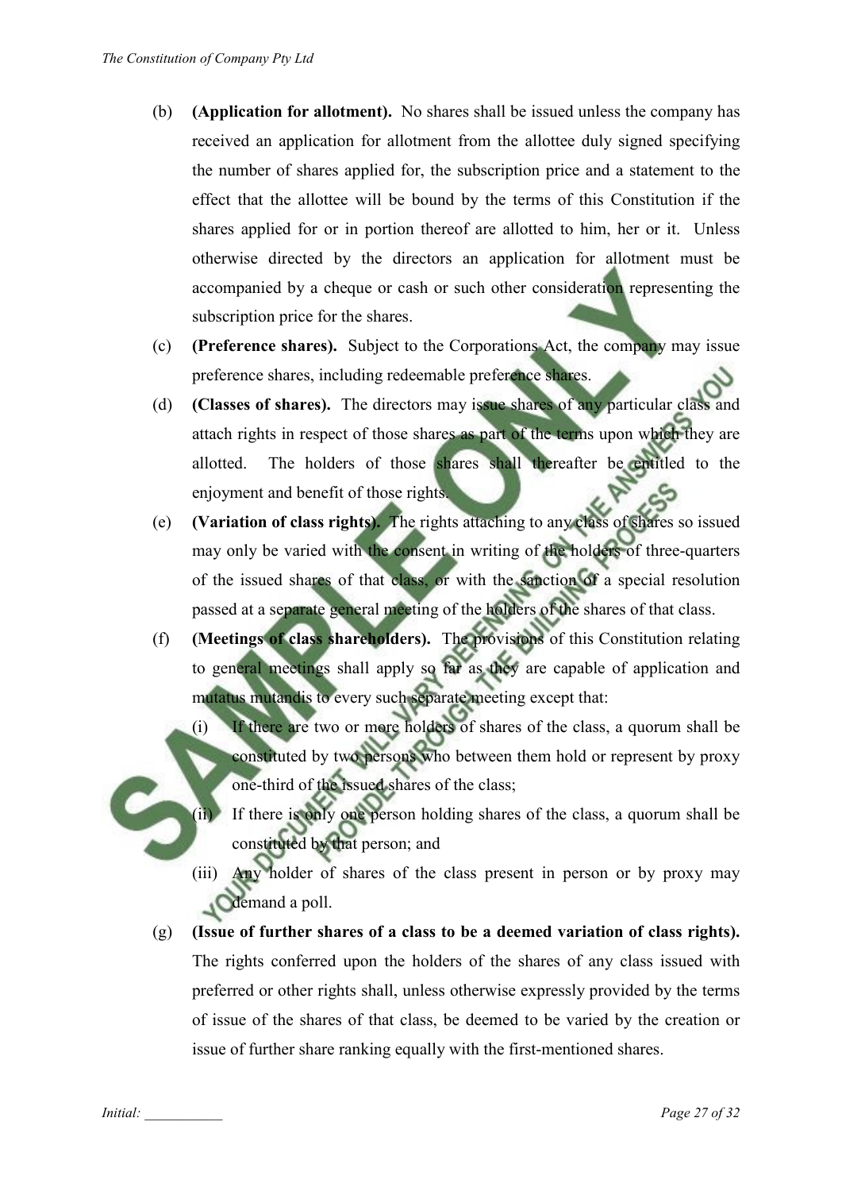(b) **(Application for allotment).** No shares shall be issued unless the company has received an application for allotment from the allottee duly signed specifying the number of shares applied for, the subscription price and a statement to the effect that the allottee will be bound by the terms of this Constitution if the shares applied for or in portion thereof are allotted to him, her or it. Unless otherwise directed by the directors an application for allotment must be accompanied by a cheque or cash or such other consideration representing the subscription price for the shares.

(c) **(Preference shares).** Subject to the Corporations Act, the company may issue preference shares, including redeemable preference shares.

(d) **(Classes of shares).** The directors may issue shares of any particular class and attach rights in respect of those shares as part of the terms upon which they are allotted. The holders of those shares shall thereafter be entitled to the enjoyment and benefit of those rights.

(e) **(Variation of class rights).** The rights attaching to any class of shares so issued may only be varied with the consent in writing of the holders of three-quarters of the issued shares of that class, or with the sanction of a special resolution passed at a separate general meeting of the holders of the shares of that class.

(f) **(Meetings of class shareholders).** The provisions of this Constitution relating to general meetings shall apply so far as they are capable of application and mutatus mutandis to every such separate meeting except that:

   (i) If there are two or more holders of shares of the class, a quorum shall be constituted by two persons who between them hold or represent by proxy one-third of the issued shares of the class;

   (ii) If there is only one person holding shares of the class, a quorum shall be constituted by that person; and

   (iii) Any holder of shares of the class present in person or by proxy may demand a poll.

(g) **(Issue of further shares of a class to be a deemed variation of class rights).** The rights conferred upon the holders of the shares of any class issued with preferred or other rights shall, unless otherwise expressly provided by the terms of issue of the shares of that class, be deemed to be varied by the creation or issue of further share ranking equally with the first-mentioned shares.

Initial: ___________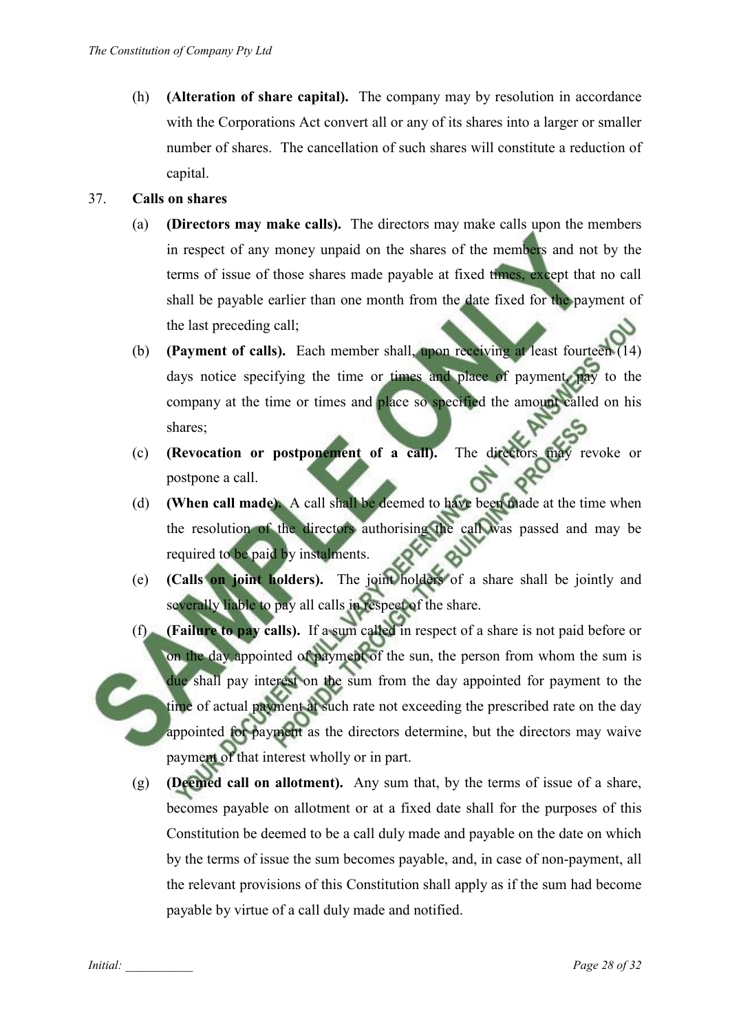(h) **(Alteration of share capital).** The company may by resolution in accordance with the Corporations Act convert all or any of its shares into a larger or smaller number of shares. The cancellation of such shares will constitute a reduction of capital.

37. **Calls on shares**

(a) **(Directors may make calls).** The directors may make calls upon the members in respect of any money unpaid on the shares of the members and not by the terms of issue of those shares made payable at fixed times, except that no call shall be payable earlier than one month from the date fixed for the payment of the last preceding call;

(b) **(Payment of calls).** Each member shall, upon receiving at least fourteen (14) days notice specifying the time or times and place of payment, pay to the company at the time or times and place so specified the amount called on his shares;

(c) **(Revocation or postponement of a call).** The directors may revoke or postpone a call.

(d) **(When call made).** A call shall be deemed to have been made at the time when the resolution of the directors authorising the call was passed and may be required to be paid by instalments.

(e) **(Calls on joint holders).** The joint holders of a share shall be jointly and severally liable to pay all calls in respect of the share.

(f) **(Failure to pay calls).** If a sum called in respect of a share is not paid before or on the day appointed of payment of the sun, the person from whom the sum is due shall pay interest on the sum from the day appointed for payment to the time of actual payment at such rate not exceeding the prescribed rate on the day appointed for payment as the directors determine, but the directors may waive payment of that interest wholly or in part.

(g) **(Deemed call on allotment).** Any sum that, by the terms of issue of a share, becomes payable on allotment or at a fixed date shall for the purposes of this Constitution be deemed to be a call duly made and payable on the date on which by the terms of issue the sum becomes payable, and, in case of non-payment, all the relevant provisions of this Constitution shall apply as if the sum had become payable by virtue of a call duly made and notified.

*Initial: ___________*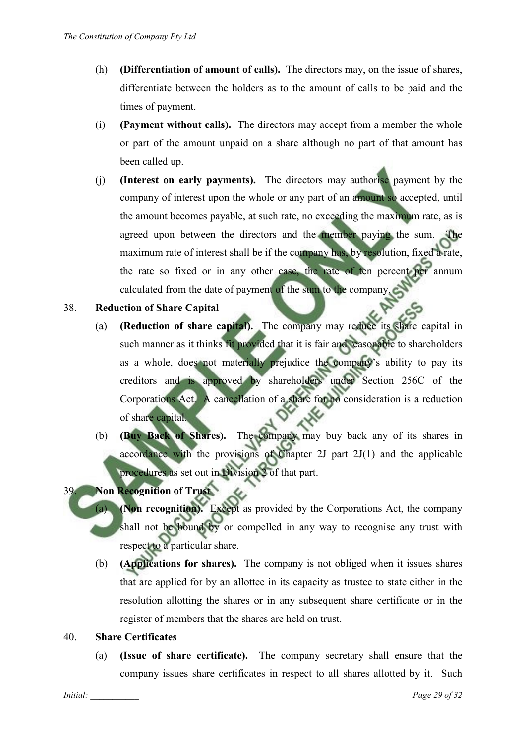(h) **(Differentiation of amount of calls).** The directors may, on the issue of shares, differentiate between the holders as to the amount of calls to be paid and the times of payment.

(i) **(Payment without calls).** The directors may accept from a member the whole or part of the amount unpaid on a share although no part of that amount has been called up.

(j) **(Interest on early payments).** The directors may authorise payment by the company of interest upon the whole or any part of an amount so accepted, until the amount becomes payable, at such rate, no exceeding the maximum rate, as is agreed upon between the directors and the member paying the sum. The maximum rate of interest shall be if the company has, by resolution, fixed a rate, the rate so fixed or in any other case, the rate of ten percent per annum calculated from the date of payment of the sum to the company.

38. **Reduction of Share Capital**

(a) **(Reduction of share capital).** The company may reduce its share capital in such manner as it thinks fit provided that it is fair and reasonable to shareholders as a whole, does not materially prejudice the company's ability to pay its creditors and is approved by shareholders under Section 256C of the Corporations Act. A cancellation of a share for no consideration is a reduction of share capital.

(b) **(Buy Back of Shares).** The company may buy back any of its shares in accordance with the provisions of Chapter 2J part 2J(1) and the applicable procedures as set out in Division 2 of that part.

39. **Non Recognition of Trust**

(a) **(Non recognition).** Except as provided by the Corporations Act, the company shall not be bound by or compelled in any way to recognise any trust with respect to a particular share.

(b) **(Applications for shares).** The company is not obliged when it issues shares that are applied for by an allottee in its capacity as trustee to state either in the resolution allotting the shares or in any subsequent share certificate or in the register of members that the shares are held on trust.

40. **Share Certificates**

(a) **(Issue of share certificate).** The company secretary shall ensure that the company issues share certificates in respect to all shares allotted by it. Such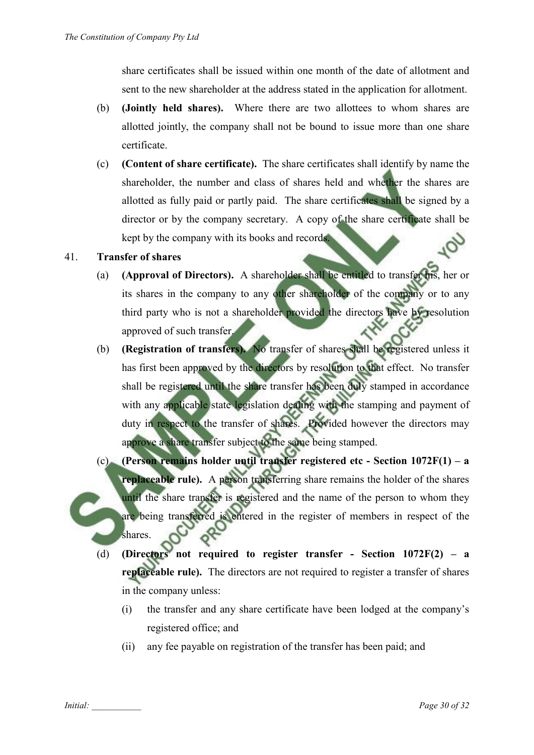share certificates shall be issued within one month of the date of allotment and sent to the new shareholder at the address stated in the application for allotment.

(b) **(Jointly held shares).** Where there are two allottees to whom shares are allotted jointly, the company shall not be bound to issue more than one share certificate.

(c) **(Content of share certificate).** The share certificates shall identify by name the shareholder, the number and class of shares held and whether the shares are allotted as fully paid or partly paid. The share certificates shall be signed by a director or by the company secretary. A copy of the share certificate shall be kept by the company with its books and records.

41. **Transfer of shares**

(a) **(Approval of Directors).** A shareholder shall be entitled to transfer his, her or its shares in the company to any other shareholder of the company or to any third party who is not a shareholder provided the directors have by resolution approved of such transfer.

(b) **(Registration of transfers).** No transfer of shares shall be registered unless it has first been approved by the directors by resolution to that effect. No transfer shall be registered until the share transfer has been duly stamped in accordance with any applicable state legislation dealing with the stamping and payment of duty in respect to the transfer of shares. Provided however the directors may approve a share transfer subject to the same being stamped.

(c) **(Person remains holder until transfer registered etc - Section 1072F(1) – a replaceable rule).** A person transferring share remains the holder of the shares until the share transfer is registered and the name of the person to whom they are being transferred is entered in the register of members in respect of the shares.

(d) **(Directors not required to register transfer - Section 1072F(2) – a replaceable rule).** The directors are not required to register a transfer of shares in the company unless:

(i) the transfer and any share certificate have been lodged at the company's registered office; and

(ii) any fee payable on registration of the transfer has been paid; and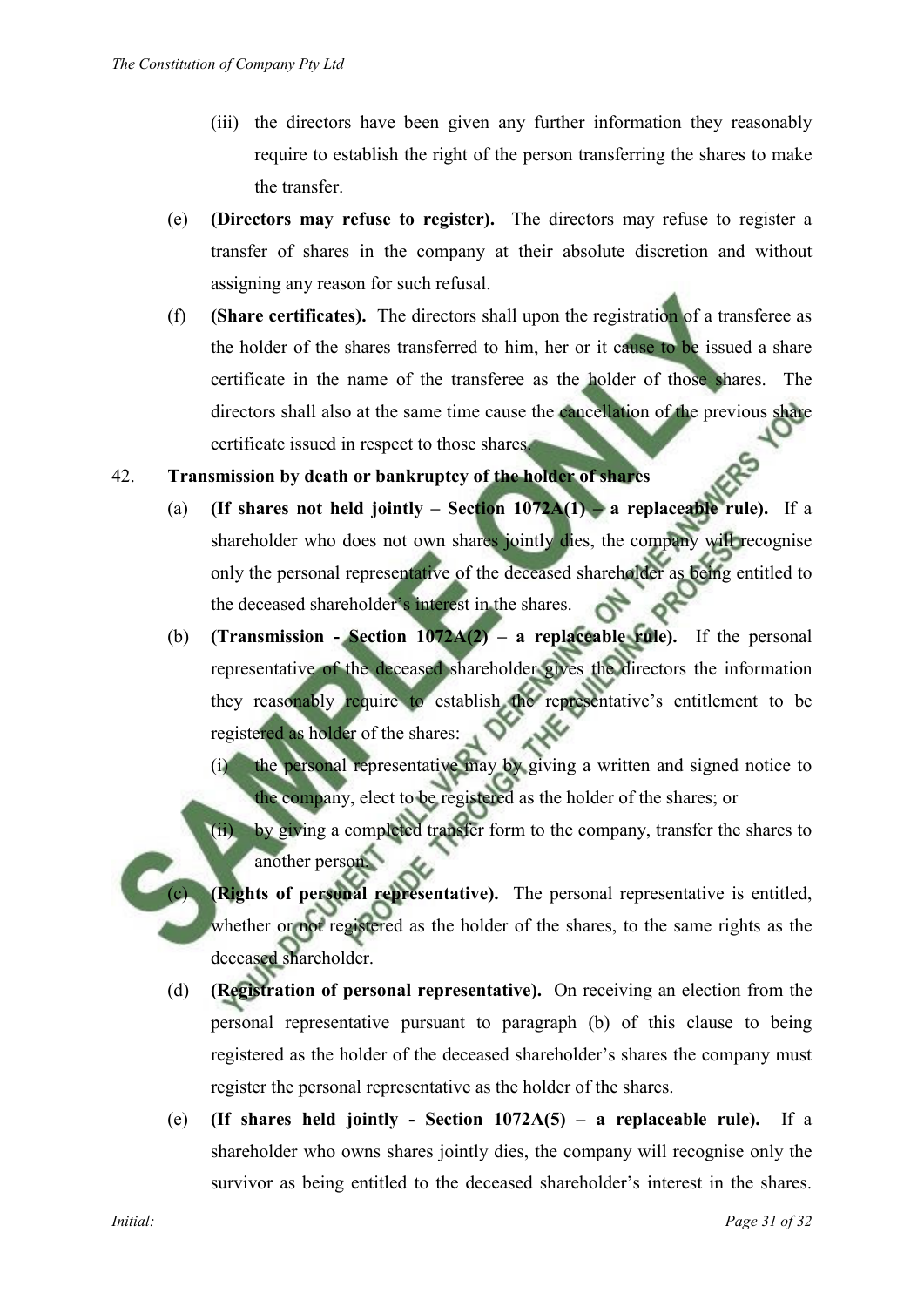(iii) the directors have been given any further information they reasonably require to establish the right of the person transferring the shares to make the transfer.

(e) **(Directors may refuse to register).** The directors may refuse to register a transfer of shares in the company at their absolute discretion and without assigning any reason for such refusal.

(f) **(Share certificates).** The directors shall upon the registration of a transferee as the holder of the shares transferred to him, her or it cause to be issued a share certificate in the name of the transferee as the holder of those shares. The directors shall also at the same time cause the cancellation of the previous share certificate issued in respect to those shares.

42. **Transmission by death or bankruptcy of the holder of shares**

(a) **(If shares not held jointly – Section 1072A(1) – a replaceable rule).** If a shareholder who does not own shares jointly dies, the company will recognise only the personal representative of the deceased shareholder as being entitled to the deceased shareholder's interest in the shares.

(b) **(Transmission - Section 1072A(2) – a replaceable rule).** If the personal representative of the deceased shareholder gives the directors the information they reasonably require to establish the representative's entitlement to be registered as holder of the shares:

(i) the personal representative may by giving a written and signed notice to the company, elect to be registered as the holder of the shares; or

(ii) by giving a completed transfer form to the company, transfer the shares to another person.

(c) **(Rights of personal representative).** The personal representative is entitled, whether or not registered as the holder of the shares, to the same rights as the deceased shareholder.

(d) **(Registration of personal representative).** On receiving an election from the personal representative pursuant to paragraph (b) of this clause to being registered as the holder of the deceased shareholder's shares the company must register the personal representative as the holder of the shares.

(e) **(If shares held jointly - Section 1072A(5) – a replaceable rule).** If a shareholder who owns shares jointly dies, the company will recognise only the survivor as being entitled to the deceased shareholder's interest in the shares.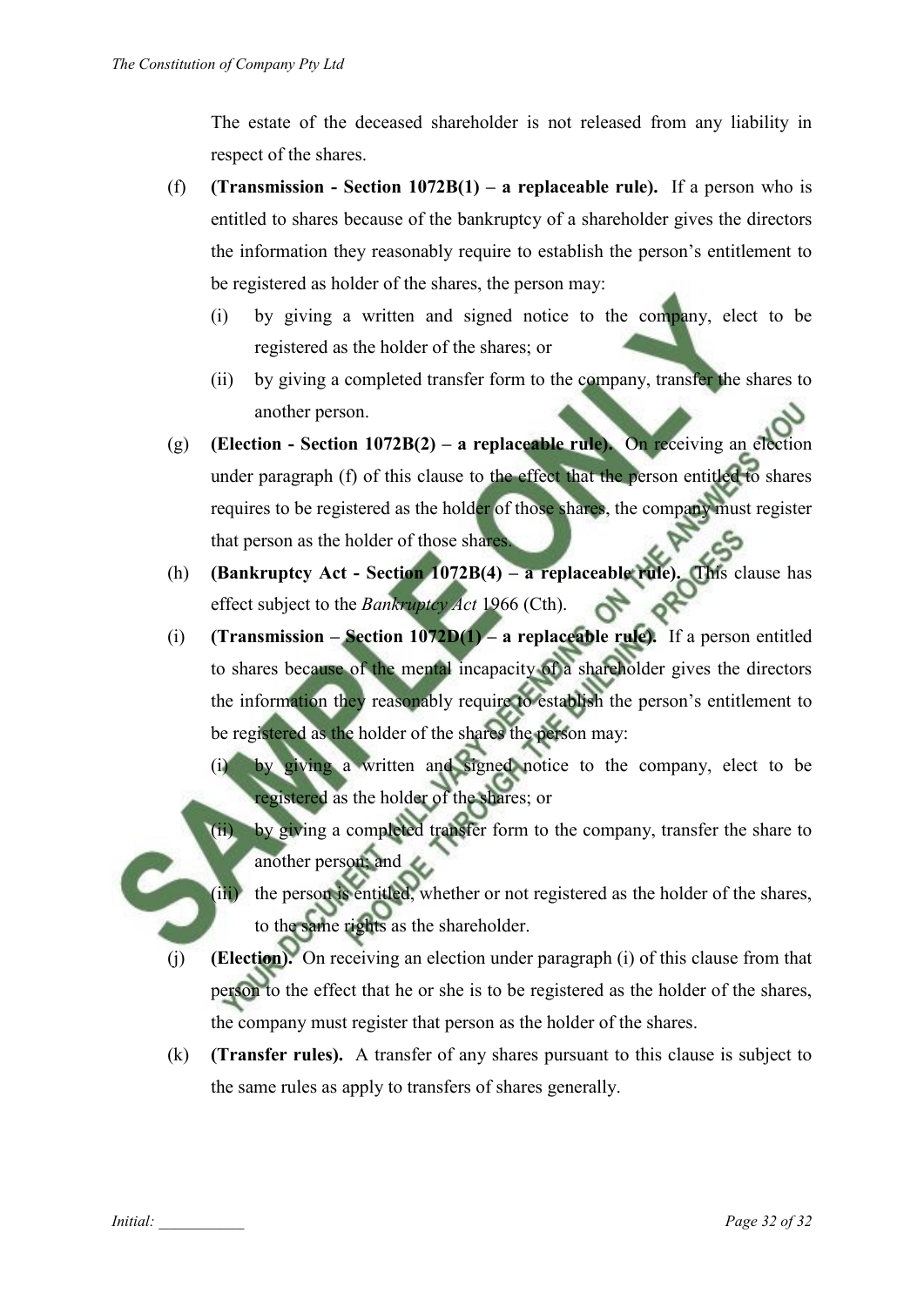The estate of the deceased shareholder is not released from any liability in respect of the shares.

(f) **(Transmission - Section 1072B(1) – a replaceable rule).** If a person who is entitled to shares because of the bankruptcy of a shareholder gives the directors the information they reasonably require to establish the person's entitlement to be registered as holder of the shares, the person may:

   (i) by giving a written and signed notice to the company, elect to be registered as the holder of the shares; or

   (ii) by giving a completed transfer form to the company, transfer the shares to another person.

(g) **(Election - Section 1072B(2) – a replaceable rule).** On receiving an election under paragraph (f) of this clause to the effect that the person entitled to shares requires to be registered as the holder of those shares, the company must register that person as the holder of those shares.

(h) **(Bankruptcy Act - Section 1072B(4) – a replaceable rule).** This clause has effect subject to the *Bankruptcy Act* 1966 (Cth).

(i) **(Transmission – Section 1072D(1) – a replaceable rule).** If a person entitled to shares because of the mental incapacity of a shareholder gives the directors the information they reasonably require to establish the person's entitlement to be registered as the holder of the shares the person may:

   (i) by giving a written and signed notice to the company, elect to be registered as the holder of the shares; or

   (ii) by giving a completed transfer form to the company, transfer the share to another person; and

   (iii) the person is entitled, whether or not registered as the holder of the shares, to the same rights as the shareholder.

(j) **(Election).** On receiving an election under paragraph (i) of this clause from that person to the effect that he or she is to be registered as the holder of the shares, the company must register that person as the holder of the shares.

(k) **(Transfer rules).** A transfer of any shares pursuant to this clause is subject to the same rules as apply to transfers of shares generally.